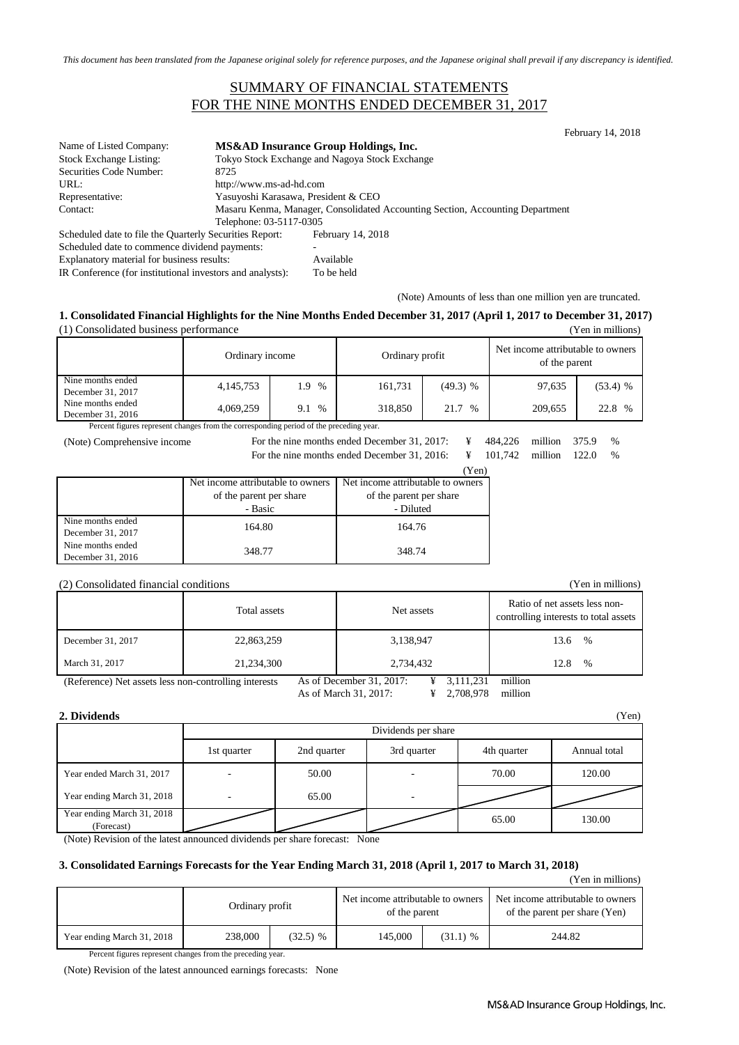*This document has been translated from the Japanese original solely for reference purposes, and the Japanese original shall prevail if any discrepancy is identified.*

# SUMMARY OF FINANCIAL STATEMENTS FOR THE NINE MONTHS ENDED DECEMBER 31, 2017

February 14, 2018

| | |
|---|---|
| Name of Listed Company: | **MS&AD Insurance Group Holdings, Inc.** |
| Stock Exchange Listing: | Tokyo Stock Exchange and Nagoya Stock Exchange |
| Securities Code Number: | 8725 |
| URL: | http://www.ms-ad-hd.com |
| Representative: | Yasuyoshi Karasawa, President & CEO |
| Contact: | Masaru Kenma, Manager, Consolidated Accounting Section, Accounting Department<br>Telephone: 03-5117-0305 |
| Scheduled date to file the Quarterly Securities Report: | February 14, 2018 |
| Scheduled date to commence dividend payments: | - |
| Explanatory material for business results: | Available |
| IR Conference (for institutional investors and analysts): | To be held |

(Note) Amounts of less than one million yen are truncated.

## 1. Consolidated Financial Highlights for the Nine Months Ended December 31, 2017 (April 1, 2017 to December 31, 2017)

(1) Consolidated business performance (Yen in millions)

| | Ordinary income | | Ordinary profit | | Net income attributable to owners of the parent | |
|---|---|---|---|---|---|---|
| Nine months ended December 31, 2017 | 4,145,753 | 1.9 % | 161,731 | (49.3) % | 97,635 | (53.4) % |
| Nine months ended December 31, 2016 | 4,069,259 | 9.1 % | 318,850 | 21.7 % | 209,655 | 22.8 % |

Percent figures represent changes from the corresponding period of the preceding year.

(Note) Comprehensive income
For the nine months ended December 31, 2017: ¥ 484,226 million 375.9 %
For the nine months ended December 31, 2016: ¥ 101,742 million 122.0 %

(Yen)

| | Net income attributable to owners of the parent per share - Basic | Net income attributable to owners of the parent per share - Diluted |
|---|---|---|
| Nine months ended December 31, 2017 | 164.80 | 164.76 |
| Nine months ended December 31, 2016 | 348.77 | 348.74 |

(2) Consolidated financial conditions (Yen in millions)

| | Total assets | Net assets | Ratio of net assets less non-controlling interests to total assets |
|---|---|---|---|
| December 31, 2017 | 22,863,259 | 3,138,947 | 13.6 % |
| March 31, 2017 | 21,234,300 | 2,734,432 | 12.8 % |

(Reference) Net assets less non-controlling interests
As of December 31, 2017: ¥ 3,111,231 million
As of March 31, 2017: ¥ 2,708,978 million

## 2. Dividends

(Yen)

| | Dividends per share | | | | |
|---|---|---|---|---|---|
| | 1st quarter | 2nd quarter | 3rd quarter | 4th quarter | Annual total |
| Year ended March 31, 2017 | - | 50.00 | - | 70.00 | 120.00 |
| Year ending March 31, 2018 | - | 65.00 | - | | |
| Year ending March 31, 2018 (Forecast) | | | | 65.00 | 130.00 |

(Note) Revision of the latest announced dividends per share forecast: None

## 3. Consolidated Earnings Forecasts for the Year Ending March 31, 2018 (April 1, 2017 to March 31, 2018)

(Yen in millions)

| | Ordinary profit | | Net income attributable to owners of the parent | | Net income attributable to owners of the parent per share (Yen) |
|---|---|---|---|---|---|
| Year ending March 31, 2018 | 238,000 | (32.5) % | 145,000 | (31.1) % | 244.82 |

Percent figures represent changes from the preceding year.

(Note) Revision of the latest announced earnings forecasts: None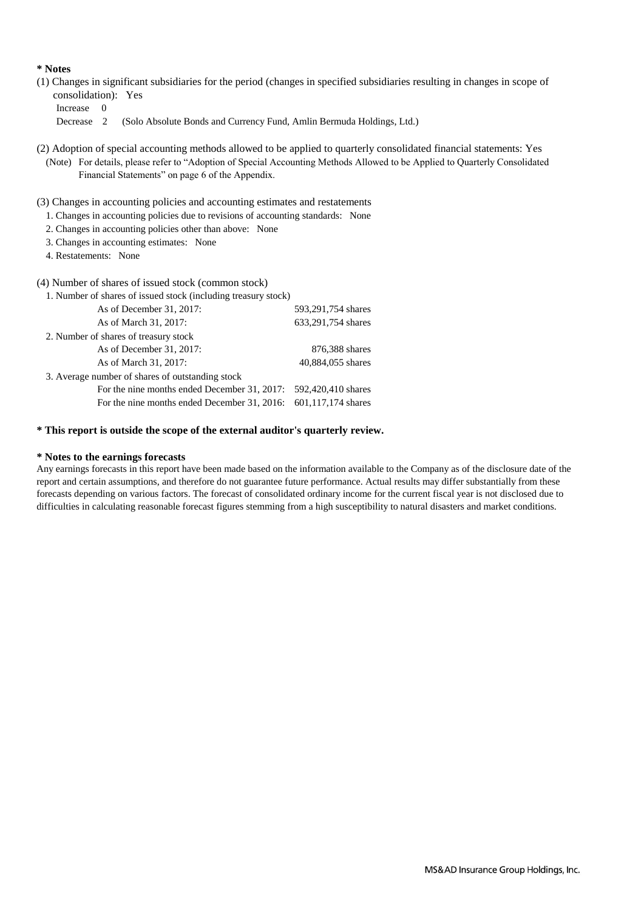**\* Notes**

(1) Changes in significant subsidiaries for the period (changes in specified subsidiaries resulting in changes in scope of consolidation): Yes

Increase 0

Decrease 2 (Solo Absolute Bonds and Currency Fund, Amlin Bermuda Holdings, Ltd.)

(2) Adoption of special accounting methods allowed to be applied to quarterly consolidated financial statements: Yes

(Note) For details, please refer to "Adoption of Special Accounting Methods Allowed to be Applied to Quarterly Consolidated Financial Statements" on page 6 of the Appendix.

(3) Changes in accounting policies and accounting estimates and restatements

1. Changes in accounting policies due to revisions of accounting standards: None
2. Changes in accounting policies other than above: None
3. Changes in accounting estimates: None
4. Restatements: None

(4) Number of shares of issued stock (common stock)

| | |
|---|---|
| 1. Number of shares of issued stock (including treasury stock) | |
| As of December 31, 2017: | 593,291,754 shares |
| As of March 31, 2017: | 633,291,754 shares |
| 2. Number of shares of treasury stock | |
| As of December 31, 2017: | 876,388 shares |
| As of March 31, 2017: | 40,884,055 shares |
| 3. Average number of shares of outstanding stock | |
| For the nine months ended December 31, 2017: | 592,420,410 shares |
| For the nine months ended December 31, 2016: | 601,117,174 shares |

**\* This report is outside the scope of the external auditor's quarterly review.**

**\* Notes to the earnings forecasts**

Any earnings forecasts in this report have been made based on the information available to the Company as of the disclosure date of the report and certain assumptions, and therefore do not guarantee future performance. Actual results may differ substantially from these forecasts depending on various factors. The forecast of consolidated ordinary income for the current fiscal year is not disclosed due to difficulties in calculating reasonable forecast figures stemming from a high susceptibility to natural disasters and market conditions.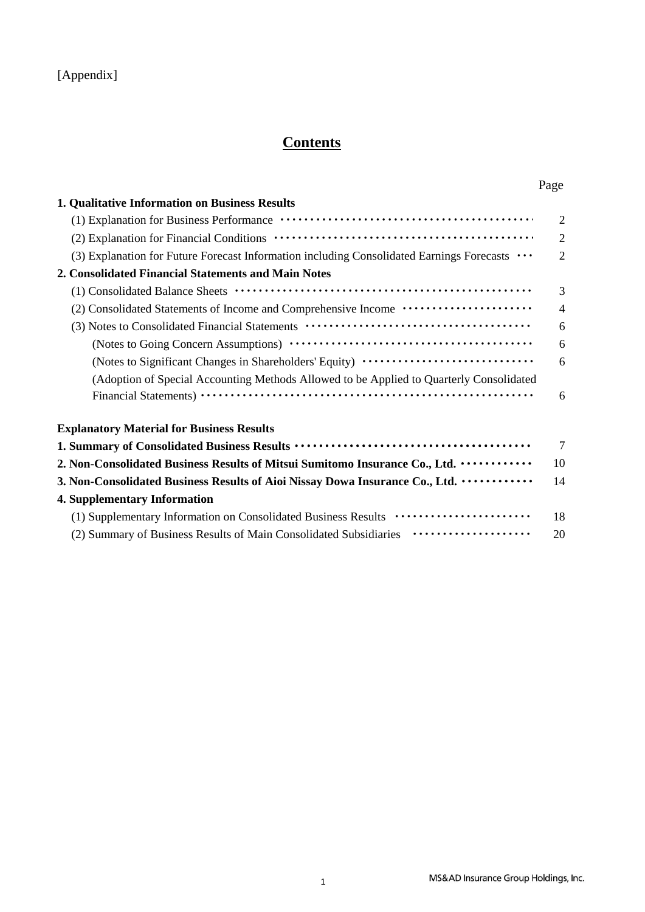[Appendix]

# Contents

| | Page |
|---|---|
| **1. Qualitative Information on Business Results** | |
| (1) Explanation for Business Performance | 2 |
| (2) Explanation for Financial Conditions | 2 |
| (3) Explanation for Future Forecast Information including Consolidated Earnings Forecasts | 2 |
| **2. Consolidated Financial Statements and Main Notes** | |
| (1) Consolidated Balance Sheets | 3 |
| (2) Consolidated Statements of Income and Comprehensive Income | 4 |
| (3) Notes to Consolidated Financial Statements | 6 |
| (Notes to Going Concern Assumptions) | 6 |
| (Notes to Significant Changes in Shareholders' Equity) | 6 |
| (Adoption of Special Accounting Methods Allowed to be Applied to Quarterly Consolidated Financial Statements) | 6 |
| | |
| **Explanatory Material for Business Results** | |
| **1. Summary of Consolidated Business Results** | 7 |
| **2. Non-Consolidated Business Results of Mitsui Sumitomo Insurance Co., Ltd.** | 10 |
| **3. Non-Consolidated Business Results of Aioi Nissay Dowa Insurance Co., Ltd.** | 14 |
| **4. Supplementary Information** | |
| (1) Supplementary Information on Consolidated Business Results | 18 |
| (2) Summary of Business Results of Main Consolidated Subsidiaries | 20 |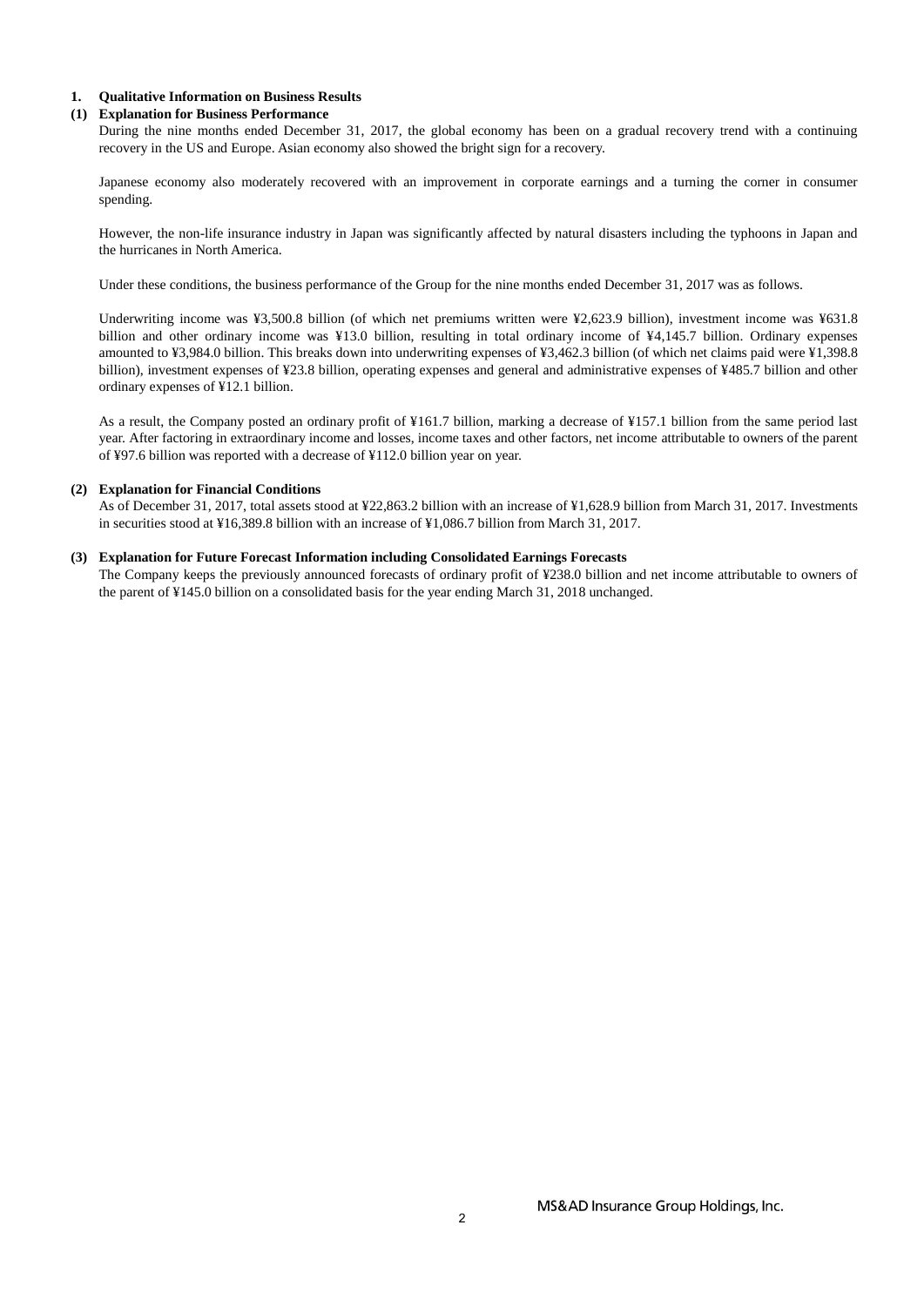# 1. Qualitative Information on Business Results

## (1) Explanation for Business Performance

During the nine months ended December 31, 2017, the global economy has been on a gradual recovery trend with a continuing recovery in the US and Europe. Asian economy also showed the bright sign for a recovery.

Japanese economy also moderately recovered with an improvement in corporate earnings and a turning the corner in consumer spending.

However, the non-life insurance industry in Japan was significantly affected by natural disasters including the typhoons in Japan and the hurricanes in North America.

Under these conditions, the business performance of the Group for the nine months ended December 31, 2017 was as follows.

Underwriting income was ¥3,500.8 billion (of which net premiums written were ¥2,623.9 billion), investment income was ¥631.8 billion and other ordinary income was ¥13.0 billion, resulting in total ordinary income of ¥4,145.7 billion. Ordinary expenses amounted to ¥3,984.0 billion. This breaks down into underwriting expenses of ¥3,462.3 billion (of which net claims paid were ¥1,398.8 billion), investment expenses of ¥23.8 billion, operating expenses and general and administrative expenses of ¥485.7 billion and other ordinary expenses of ¥12.1 billion.

As a result, the Company posted an ordinary profit of ¥161.7 billion, marking a decrease of ¥157.1 billion from the same period last year. After factoring in extraordinary income and losses, income taxes and other factors, net income attributable to owners of the parent of ¥97.6 billion was reported with a decrease of ¥112.0 billion year on year.

## (2) Explanation for Financial Conditions

As of December 31, 2017, total assets stood at ¥22,863.2 billion with an increase of ¥1,628.9 billion from March 31, 2017. Investments in securities stood at ¥16,389.8 billion with an increase of ¥1,086.7 billion from March 31, 2017.

## (3) Explanation for Future Forecast Information including Consolidated Earnings Forecasts

The Company keeps the previously announced forecasts of ordinary profit of ¥238.0 billion and net income attributable to owners of the parent of ¥145.0 billion on a consolidated basis for the year ending March 31, 2018 unchanged.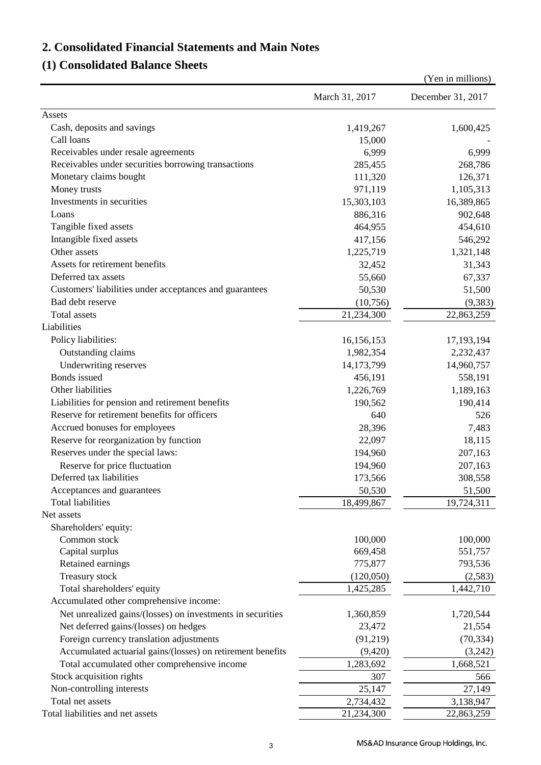## 2. Consolidated Financial Statements and Main Notes

## (1) Consolidated Balance Sheets

(Yen in millions)

| | March 31, 2017 | December 31, 2017 |
|---|---|---|
| Assets | | |
| Cash, deposits and savings | 1,419,267 | 1,600,425 |
| Call loans | 15,000 | - |
| Receivables under resale agreements | 6,999 | 6,999 |
| Receivables under securities borrowing transactions | 285,455 | 268,786 |
| Monetary claims bought | 111,320 | 126,371 |
| Money trusts | 971,119 | 1,105,313 |
| Investments in securities | 15,303,103 | 16,389,865 |
| Loans | 886,316 | 902,648 |
| Tangible fixed assets | 464,955 | 454,610 |
| Intangible fixed assets | 417,156 | 546,292 |
| Other assets | 1,225,719 | 1,321,148 |
| Assets for retirement benefits | 32,452 | 31,343 |
| Deferred tax assets | 55,660 | 67,337 |
| Customers' liabilities under acceptances and guarantees | 50,530 | 51,500 |
| Bad debt reserve | (10,756) | (9,383) |
| Total assets | 21,234,300 | 22,863,259 |
| Liabilities | | |
| Policy liabilities: | 16,156,153 | 17,193,194 |
| Outstanding claims | 1,982,354 | 2,232,437 |
| Underwriting reserves | 14,173,799 | 14,960,757 |
| Bonds issued | 456,191 | 558,191 |
| Other liabilities | 1,226,769 | 1,189,163 |
| Liabilities for pension and retirement benefits | 190,562 | 190,414 |
| Reserve for retirement benefits for officers | 640 | 526 |
| Accrued bonuses for employees | 28,396 | 7,483 |
| Reserve for reorganization by function | 22,097 | 18,115 |
| Reserves under the special laws: | 194,960 | 207,163 |
| Reserve for price fluctuation | 194,960 | 207,163 |
| Deferred tax liabilities | 173,566 | 308,558 |
| Acceptances and guarantees | 50,530 | 51,500 |
| Total liabilities | 18,499,867 | 19,724,311 |
| Net assets | | |
| Shareholders' equity: | | |
| Common stock | 100,000 | 100,000 |
| Capital surplus | 669,458 | 551,757 |
| Retained earnings | 775,877 | 793,536 |
| Treasury stock | (120,050) | (2,583) |
| Total shareholders' equity | 1,425,285 | 1,442,710 |
| Accumulated other comprehensive income: | | |
| Net unrealized gains/(losses) on investments in securities | 1,360,859 | 1,720,544 |
| Net deferred gains/(losses) on hedges | 23,472 | 21,554 |
| Foreign currency translation adjustments | (91,219) | (70,334) |
| Accumulated actuarial gains/(losses) on retirement benefits | (9,420) | (3,242) |
| Total accumulated other comprehensive income | 1,283,692 | 1,668,521 |
| Stock acquisition rights | 307 | 566 |
| Non-controlling interests | 25,147 | 27,149 |
| Total net assets | 2,734,432 | 3,138,947 |
| Total liabilities and net assets | 21,234,300 | 22,863,259 |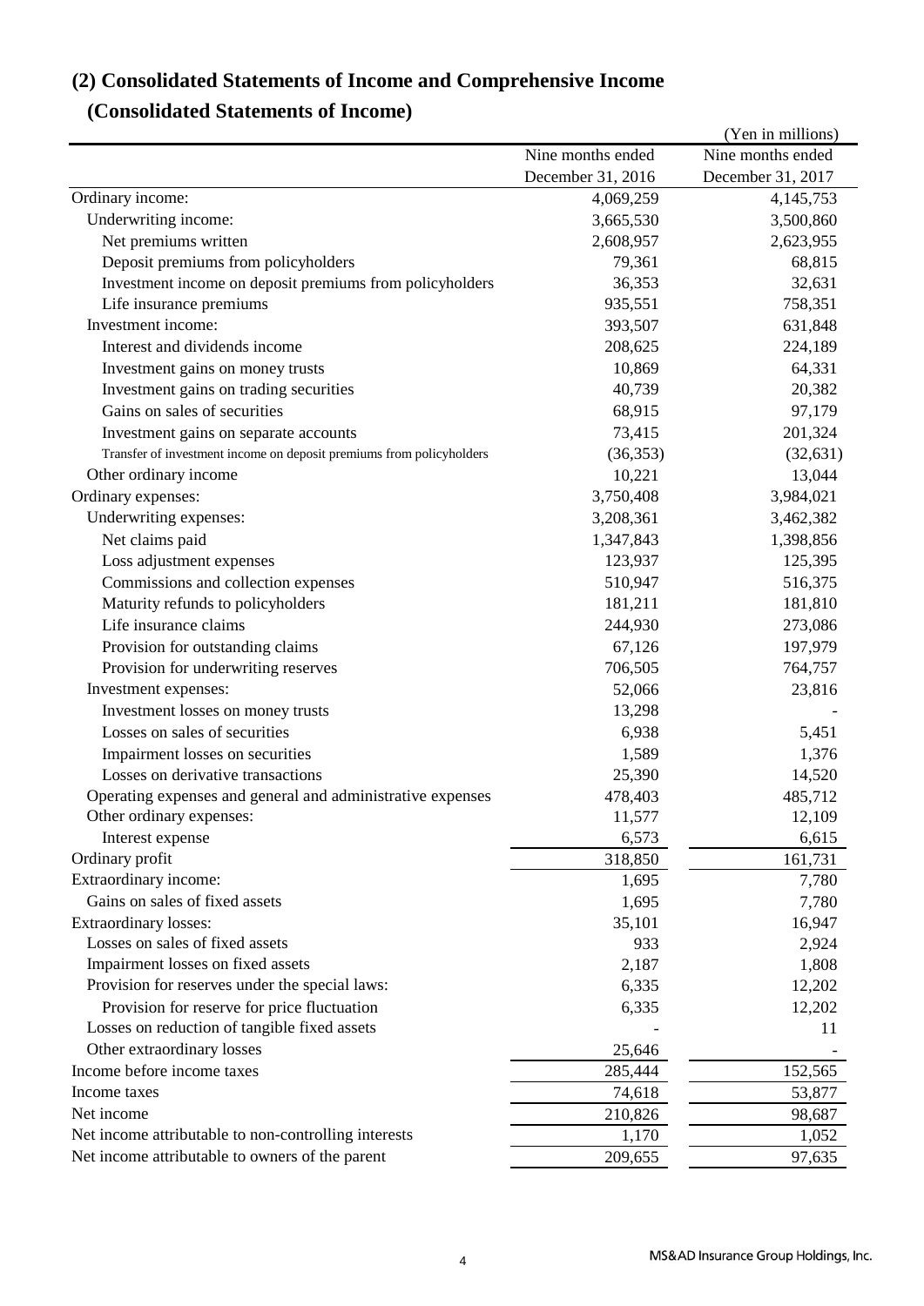## (2) Consolidated Statements of Income and Comprehensive Income

### (Consolidated Statements of Income)

(Yen in millions)

| | Nine months ended December 31, 2016 | Nine months ended December 31, 2017 |
|---|---|---|
| Ordinary income: | 4,069,259 | 4,145,753 |
| Underwriting income: | 3,665,530 | 3,500,860 |
| Net premiums written | 2,608,957 | 2,623,955 |
| Deposit premiums from policyholders | 79,361 | 68,815 |
| Investment income on deposit premiums from policyholders | 36,353 | 32,631 |
| Life insurance premiums | 935,551 | 758,351 |
| Investment income: | 393,507 | 631,848 |
| Interest and dividends income | 208,625 | 224,189 |
| Investment gains on money trusts | 10,869 | 64,331 |
| Investment gains on trading securities | 40,739 | 20,382 |
| Gains on sales of securities | 68,915 | 97,179 |
| Investment gains on separate accounts | 73,415 | 201,324 |
| Transfer of investment income on deposit premiums from policyholders | (36,353) | (32,631) |
| Other ordinary income | 10,221 | 13,044 |
| Ordinary expenses: | 3,750,408 | 3,984,021 |
| Underwriting expenses: | 3,208,361 | 3,462,382 |
| Net claims paid | 1,347,843 | 1,398,856 |
| Loss adjustment expenses | 123,937 | 125,395 |
| Commissions and collection expenses | 510,947 | 516,375 |
| Maturity refunds to policyholders | 181,211 | 181,810 |
| Life insurance claims | 244,930 | 273,086 |
| Provision for outstanding claims | 67,126 | 197,979 |
| Provision for underwriting reserves | 706,505 | 764,757 |
| Investment expenses: | 52,066 | 23,816 |
| Investment losses on money trusts | 13,298 | - |
| Losses on sales of securities | 6,938 | 5,451 |
| Impairment losses on securities | 1,589 | 1,376 |
| Losses on derivative transactions | 25,390 | 14,520 |
| Operating expenses and general and administrative expenses | 478,403 | 485,712 |
| Other ordinary expenses: | 11,577 | 12,109 |
| Interest expense | 6,573 | 6,615 |
| Ordinary profit | 318,850 | 161,731 |
| Extraordinary income: | 1,695 | 7,780 |
| Gains on sales of fixed assets | 1,695 | 7,780 |
| Extraordinary losses: | 35,101 | 16,947 |
| Losses on sales of fixed assets | 933 | 2,924 |
| Impairment losses on fixed assets | 2,187 | 1,808 |
| Provision for reserves under the special laws: | 6,335 | 12,202 |
| Provision for reserve for price fluctuation | 6,335 | 12,202 |
| Losses on reduction of tangible fixed assets | - | 11 |
| Other extraordinary losses | 25,646 | - |
| Income before income taxes | 285,444 | 152,565 |
| Income taxes | 74,618 | 53,877 |
| Net income | 210,826 | 98,687 |
| Net income attributable to non-controlling interests | 1,170 | 1,052 |
| Net income attributable to owners of the parent | 209,655 | 97,635 |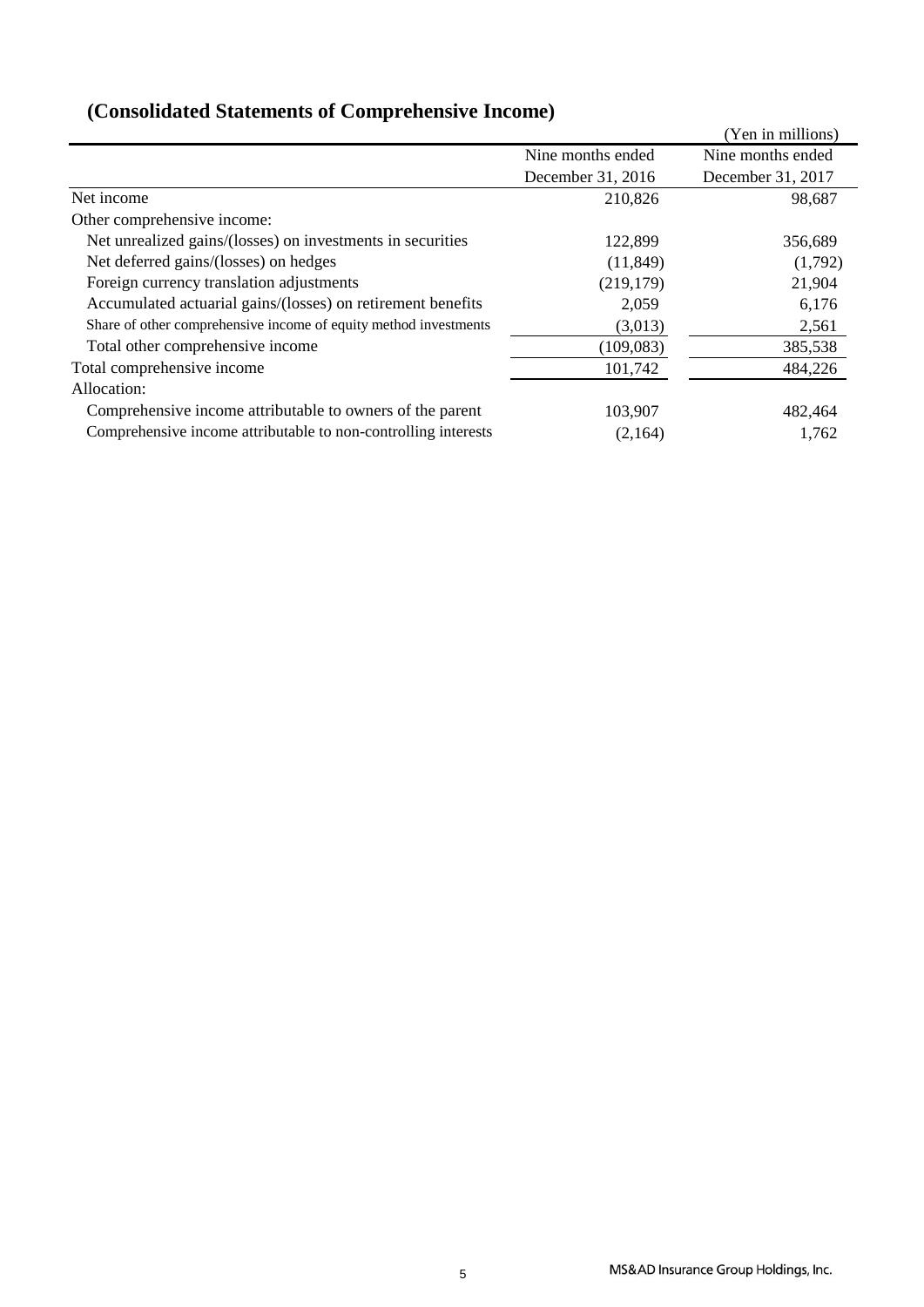## (Consolidated Statements of Comprehensive Income)

(Yen in millions)

| | Nine months ended December 31, 2016 | Nine months ended December 31, 2017 |
|---|---|---|
| Net income | 210,826 | 98,687 |
| Other comprehensive income: | | |
| Net unrealized gains/(losses) on investments in securities | 122,899 | 356,689 |
| Net deferred gains/(losses) on hedges | (11,849) | (1,792) |
| Foreign currency translation adjustments | (219,179) | 21,904 |
| Accumulated actuarial gains/(losses) on retirement benefits | 2,059 | 6,176 |
| Share of other comprehensive income of equity method investments | (3,013) | 2,561 |
| Total other comprehensive income | (109,083) | 385,538 |
| Total comprehensive income | 101,742 | 484,226 |
| Allocation: | | |
| Comprehensive income attributable to owners of the parent | 103,907 | 482,464 |
| Comprehensive income attributable to non-controlling interests | (2,164) | 1,762 |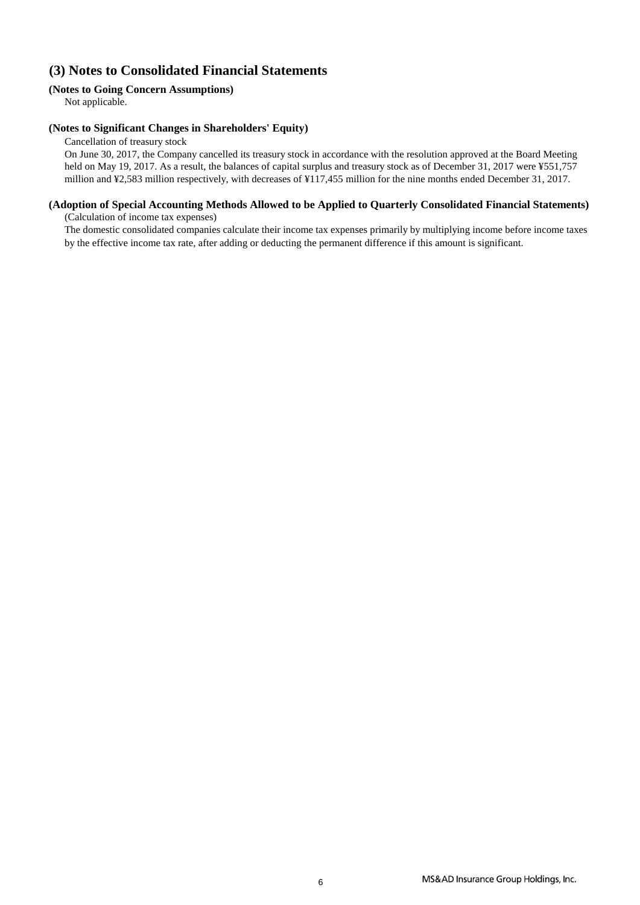## (3) Notes to Consolidated Financial Statements

**(Notes to Going Concern Assumptions)**

Not applicable.

**(Notes to Significant Changes in Shareholders' Equity)**

Cancellation of treasury stock

On June 30, 2017, the Company cancelled its treasury stock in accordance with the resolution approved at the Board Meeting held on May 19, 2017. As a result, the balances of capital surplus and treasury stock as of December 31, 2017 were ¥551,757 million and ¥2,583 million respectively, with decreases of ¥117,455 million for the nine months ended December 31, 2017.

**(Adoption of Special Accounting Methods Allowed to be Applied to Quarterly Consolidated Financial Statements)**

(Calculation of income tax expenses)

The domestic consolidated companies calculate their income tax expenses primarily by multiplying income before income taxes by the effective income tax rate, after adding or deducting the permanent difference if this amount is significant.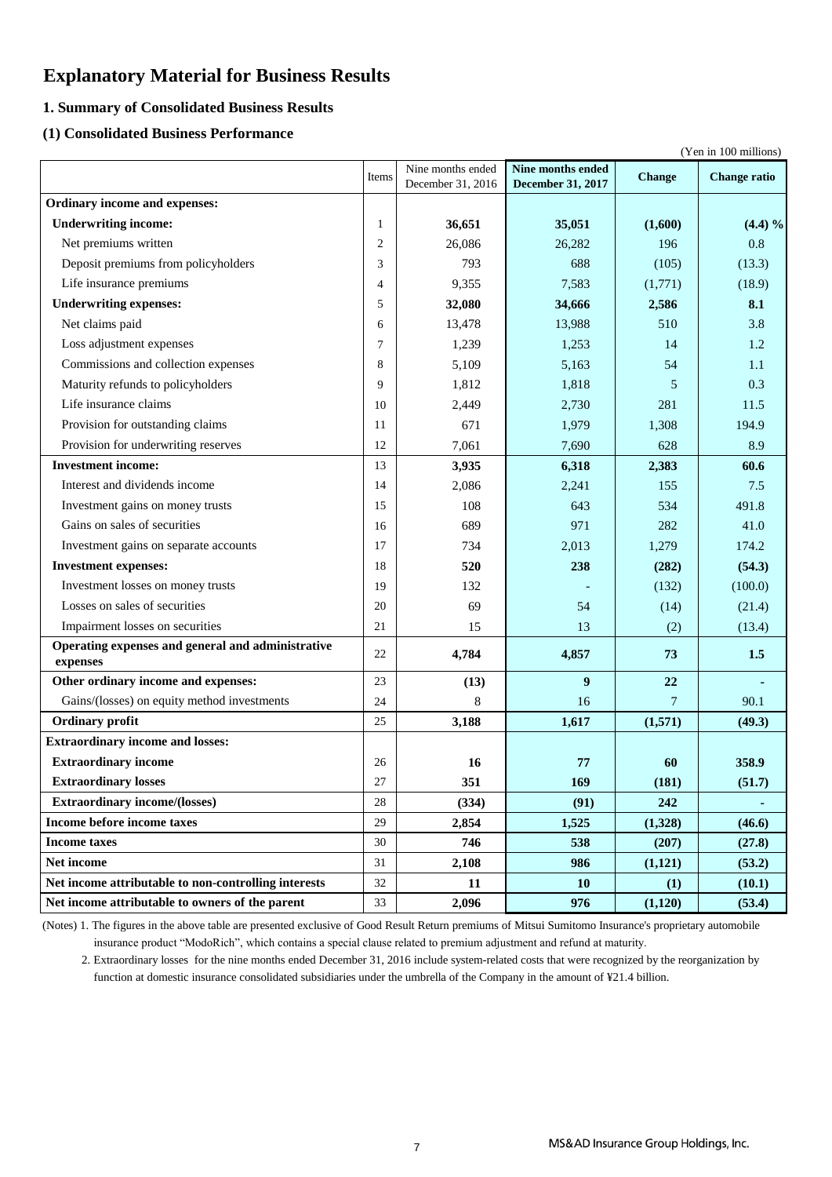# Explanatory Material for Business Results

## 1. Summary of Consolidated Business Results

### (1) Consolidated Business Performance

(Yen in 100 millions)

| | Items | Nine months ended December 31, 2016 | **Nine months ended December 31, 2017** | **Change** | **Change ratio** |
|---|---|---|---|---|---|
| **Ordinary income and expenses:** | | | | | |
| **Underwriting income:** | 1 | **36,651** | **35,051** | **(1,600)** | **(4.4) %** |
| Net premiums written | 2 | 26,086 | 26,282 | 196 | 0.8 |
| Deposit premiums from policyholders | 3 | 793 | 688 | (105) | (13.3) |
| Life insurance premiums | 4 | 9,355 | 7,583 | (1,771) | (18.9) |
| **Underwriting expenses:** | 5 | **32,080** | **34,666** | **2,586** | **8.1** |
| Net claims paid | 6 | 13,478 | 13,988 | 510 | 3.8 |
| Loss adjustment expenses | 7 | 1,239 | 1,253 | 14 | 1.2 |
| Commissions and collection expenses | 8 | 5,109 | 5,163 | 54 | 1.1 |
| Maturity refunds to policyholders | 9 | 1,812 | 1,818 | 5 | 0.3 |
| Life insurance claims | 10 | 2,449 | 2,730 | 281 | 11.5 |
| Provision for outstanding claims | 11 | 671 | 1,979 | 1,308 | 194.9 |
| Provision for underwriting reserves | 12 | 7,061 | 7,690 | 628 | 8.9 |
| **Investment income:** | 13 | **3,935** | **6,318** | **2,383** | **60.6** |
| Interest and dividends income | 14 | 2,086 | 2,241 | 155 | 7.5 |
| Investment gains on money trusts | 15 | 108 | 643 | 534 | 491.8 |
| Gains on sales of securities | 16 | 689 | 971 | 282 | 41.0 |
| Investment gains on separate accounts | 17 | 734 | 2,013 | 1,279 | 174.2 |
| **Investment expenses:** | 18 | **520** | **238** | **(282)** | **(54.3)** |
| Investment losses on money trusts | 19 | 132 | - | (132) | (100.0) |
| Losses on sales of securities | 20 | 69 | 54 | (14) | (21.4) |
| Impairment losses on securities | 21 | 15 | 13 | (2) | (13.4) |
| **Operating expenses and general and administrative expenses** | 22 | **4,784** | **4,857** | **73** | **1.5** |
| **Other ordinary income and expenses:** | 23 | **(13)** | **9** | **22** | **-** |
| Gains/(losses) on equity method investments | 24 | 8 | 16 | 7 | 90.1 |
| **Ordinary profit** | 25 | **3,188** | **1,617** | **(1,571)** | **(49.3)** |
| **Extraordinary income and losses:** | | | | | |
| **Extraordinary income** | 26 | **16** | **77** | **60** | **358.9** |
| **Extraordinary losses** | 27 | **351** | **169** | **(181)** | **(51.7)** |
| **Extraordinary income/(losses)** | 28 | **(334)** | **(91)** | **242** | **-** |
| **Income before income taxes** | 29 | **2,854** | **1,525** | **(1,328)** | **(46.6)** |
| **Income taxes** | 30 | **746** | **538** | **(207)** | **(27.8)** |
| **Net income** | 31 | **2,108** | **986** | **(1,121)** | **(53.2)** |
| **Net income attributable to non-controlling interests** | 32 | **11** | **10** | **(1)** | **(10.1)** |
| **Net income attributable to owners of the parent** | 33 | **2,096** | **976** | **(1,120)** | **(53.4)** |

(Notes) 1. The figures in the above table are presented exclusive of Good Result Return premiums of Mitsui Sumitomo Insurance's proprietary automobile insurance product "ModoRich", which contains a special clause related to premium adjustment and refund at maturity.

2. Extraordinary losses for the nine months ended December 31, 2016 include system-related costs that were recognized by the reorganization by function at domestic insurance consolidated subsidiaries under the umbrella of the Company in the amount of ¥21.4 billion.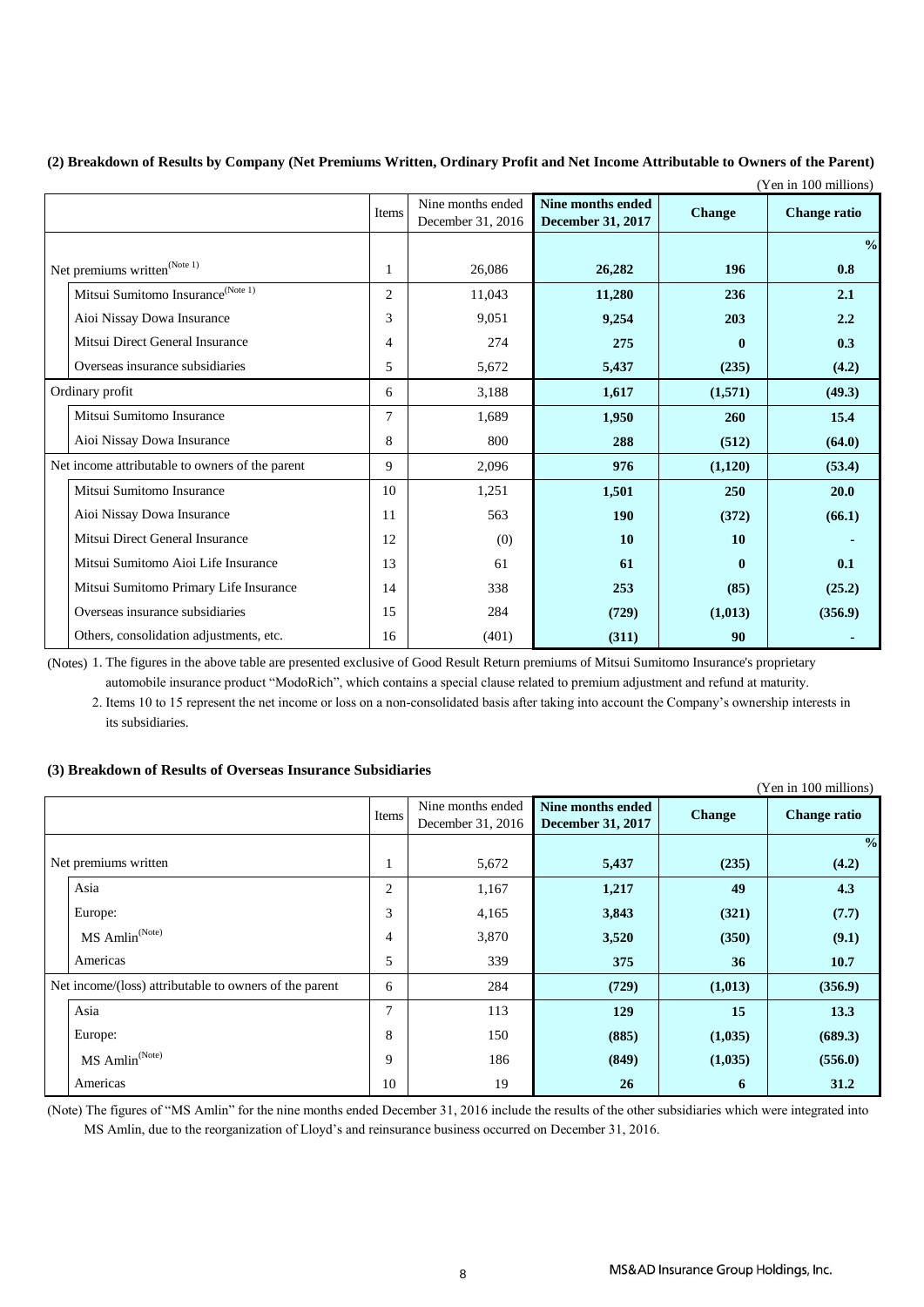### (2) Breakdown of Results by Company (Net Premiums Written, Ordinary Profit and Net Income Attributable to Owners of the Parent)

(Yen in 100 millions)

| | Items | Nine months ended December 31, 2016 | **Nine months ended December 31, 2017** | **Change** | **Change ratio** |
|---|---|---|---|---|---|
| | | | | | **%** |
| Net premiums written (Note 1) | 1 | 26,086 | **26,282** | **196** | **0.8** |
| Mitsui Sumitomo Insurance (Note 1) | 2 | 11,043 | **11,280** | **236** | **2.1** |
| Aioi Nissay Dowa Insurance | 3 | 9,051 | **9,254** | **203** | **2.2** |
| Mitsui Direct General Insurance | 4 | 274 | **275** | **0** | **0.3** |
| Overseas insurance subsidiaries | 5 | 5,672 | **5,437** | **(235)** | **(4.2)** |
| Ordinary profit | 6 | 3,188 | **1,617** | **(1,571)** | **(49.3)** |
| Mitsui Sumitomo Insurance | 7 | 1,689 | **1,950** | **260** | **15.4** |
| Aioi Nissay Dowa Insurance | 8 | 800 | **288** | **(512)** | **(64.0)** |
| Net income attributable to owners of the parent | 9 | 2,096 | **976** | **(1,120)** | **(53.4)** |
| Mitsui Sumitomo Insurance | 10 | 1,251 | **1,501** | **250** | **20.0** |
| Aioi Nissay Dowa Insurance | 11 | 563 | **190** | **(372)** | **(66.1)** |
| Mitsui Direct General Insurance | 12 | (0) | **10** | **10** | **-** |
| Mitsui Sumitomo Aioi Life Insurance | 13 | 61 | **61** | **0** | **0.1** |
| Mitsui Sumitomo Primary Life Insurance | 14 | 338 | **253** | **(85)** | **(25.2)** |
| Overseas insurance subsidiaries | 15 | 284 | **(729)** | **(1,013)** | **(356.9)** |
| Others, consolidation adjustments, etc. | 16 | (401) | **(311)** | **90** | **-** |

(Notes) 1. The figures in the above table are presented exclusive of Good Result Return premiums of Mitsui Sumitomo Insurance's proprietary automobile insurance product "ModoRich", which contains a special clause related to premium adjustment and refund at maturity.

2. Items 10 to 15 represent the net income or loss on a non-consolidated basis after taking into account the Company's ownership interests in its subsidiaries.

### (3) Breakdown of Results of Overseas Insurance Subsidiaries

(Yen in 100 millions)

| | Items | Nine months ended December 31, 2016 | **Nine months ended December 31, 2017** | **Change** | **Change ratio** |
|---|---|---|---|---|---|
| | | | | | **%** |
| Net premiums written | 1 | 5,672 | **5,437** | **(235)** | **(4.2)** |
| Asia | 2 | 1,167 | **1,217** | **49** | **4.3** |
| Europe: | 3 | 4,165 | **3,843** | **(321)** | **(7.7)** |
| MS Amlin (Note) | 4 | 3,870 | **3,520** | **(350)** | **(9.1)** |
| Americas | 5 | 339 | **375** | **36** | **10.7** |
| Net income/(loss) attributable to owners of the parent | 6 | 284 | **(729)** | **(1,013)** | **(356.9)** |
| Asia | 7 | 113 | **129** | **15** | **13.3** |
| Europe: | 8 | 150 | **(885)** | **(1,035)** | **(689.3)** |
| MS Amlin (Note) | 9 | 186 | **(849)** | **(1,035)** | **(556.0)** |
| Americas | 10 | 19 | **26** | **6** | **31.2** |

(Note) The figures of "MS Amlin" for the nine months ended December 31, 2016 include the results of the other subsidiaries which were integrated into MS Amlin, due to the reorganization of Lloyd's and reinsurance business occurred on December 31, 2016.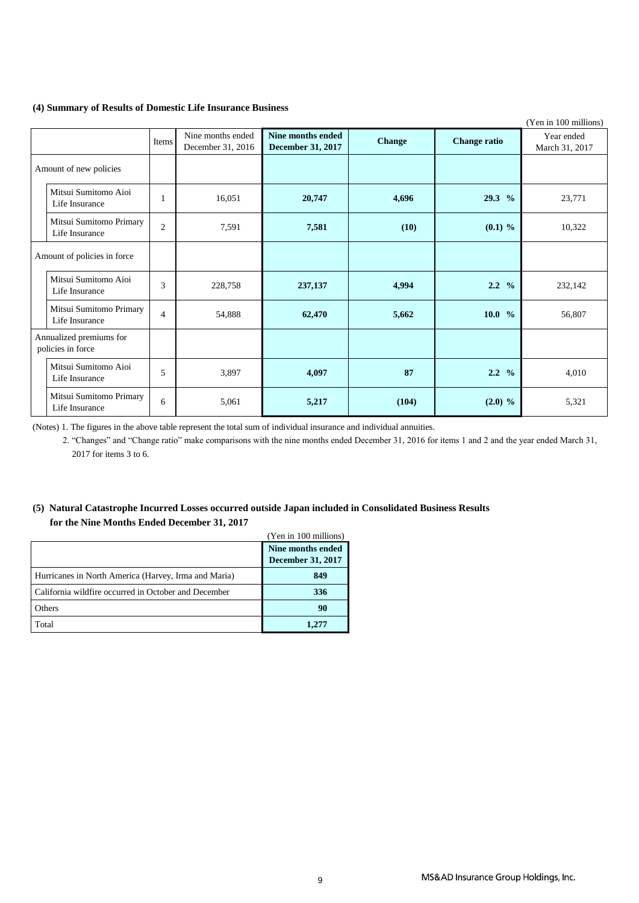### (4) Summary of Results of Domestic Life Insurance Business

(Yen in 100 millions)

| | Items | Nine months ended December 31, 2016 | **Nine months ended December 31, 2017** | **Change** | **Change ratio** | Year ended March 31, 2017 |
|---|---|---|---|---|---|---|
| Amount of new policies | | | | | | |
| Mitsui Sumitomo Aioi Life Insurance | 1 | 16,051 | **20,747** | **4,696** | **29.3 %** | 23,771 |
| Mitsui Sumitomo Primary Life Insurance | 2 | 7,591 | **7,581** | **(10)** | **(0.1) %** | 10,322 |
| Amount of policies in force | | | | | | |
| Mitsui Sumitomo Aioi Life Insurance | 3 | 228,758 | **237,137** | **4,994** | **2.2 %** | 232,142 |
| Mitsui Sumitomo Primary Life Insurance | 4 | 54,888 | **62,470** | **5,662** | **10.0 %** | 56,807 |
| Annualized premiums for policies in force | | | | | | |
| Mitsui Sumitomo Aioi Life Insurance | 5 | 3,897 | **4,097** | **87** | **2.2 %** | 4,010 |
| Mitsui Sumitomo Primary Life Insurance | 6 | 5,061 | **5,217** | **(104)** | **(2.0) %** | 5,321 |

(Notes) 1. The figures in the above table represent the total sum of individual insurance and individual annuities.

2. "Changes" and "Change ratio" make comparisons with the nine months ended December 31, 2016 for items 1 and 2 and the year ended March 31, 2017 for items 3 to 6.

### (5) Natural Catastrophe Incurred Losses occurred outside Japan included in Consolidated Business Results for the Nine Months Ended December 31, 2017

(Yen in 100 millions)

| | **Nine months ended December 31, 2017** |
|---|---|
| Hurricanes in North America (Harvey, Irma and Maria) | **849** |
| California wildfire occurred in October and December | **336** |
| Others | **90** |
| Total | **1,277** |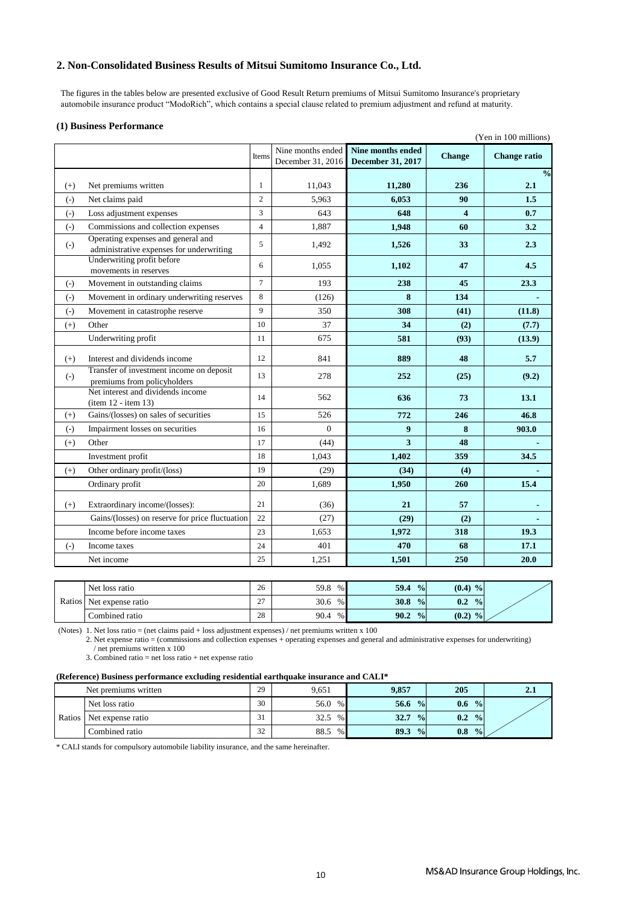## 2. Non-Consolidated Business Results of Mitsui Sumitomo Insurance Co., Ltd.

The figures in the tables below are presented exclusive of Good Result Return premiums of Mitsui Sumitomo Insurance's proprietary automobile insurance product "ModoRich", which contains a special clause related to premium adjustment and refund at maturity.

### (1) Business Performance

(Yen in 100 millions)

| | | Items | Nine months ended December 31, 2016 | Nine months ended December 31, 2017 | Change | Change ratio |
|---|---|---|---|---|---|---|
| | | | | | | % |
| (+) | Net premiums written | 1 | 11,043 | 11,280 | 236 | 2.1 |
| (-) | Net claims paid | 2 | 5,963 | 6,053 | 90 | 1.5 |
| (-) | Loss adjustment expenses | 3 | 643 | 648 | 4 | 0.7 |
| (-) | Commissions and collection expenses | 4 | 1,887 | 1,948 | 60 | 3.2 |
| (-) | Operating expenses and general and administrative expenses for underwriting | 5 | 1,492 | 1,526 | 33 | 2.3 |
| | Underwriting profit before movements in reserves | 6 | 1,055 | 1,102 | 47 | 4.5 |
| (-) | Movement in outstanding claims | 7 | 193 | 238 | 45 | 23.3 |
| (-) | Movement in ordinary underwriting reserves | 8 | (126) | 8 | 134 | - |
| (-) | Movement in catastrophe reserve | 9 | 350 | 308 | (41) | (11.8) |
| (+) | Other | 10 | 37 | 34 | (2) | (7.7) |
| | Underwriting profit | 11 | 675 | 581 | (93) | (13.9) |
| (+) | Interest and dividends income | 12 | 841 | 889 | 48 | 5.7 |
| (-) | Transfer of investment income on deposit premiums from policyholders | 13 | 278 | 252 | (25) | (9.2) |
| | Net interest and dividends income (item 12 - item 13) | 14 | 562 | 636 | 73 | 13.1 |
| (+) | Gains/(losses) on sales of securities | 15 | 526 | 772 | 246 | 46.8 |
| (-) | Impairment losses on securities | 16 | 0 | 9 | 8 | 903.0 |
| (+) | Other | 17 | (44) | 3 | 48 | - |
| | Investment profit | 18 | 1,043 | 1,402 | 359 | 34.5 |
| (+) | Other ordinary profit/(loss) | 19 | (29) | (34) | (4) | - |
| | Ordinary profit | 20 | 1,689 | 1,950 | 260 | 15.4 |
| (+) | Extraordinary income/(losses): | 21 | (36) | 21 | 57 | - |
| | Gains/(losses) on reserve for price fluctuation | 22 | (27) | (29) | (2) | - |
| | Income before income taxes | 23 | 1,653 | 1,972 | 318 | 19.3 |
| (-) | Income taxes | 24 | 401 | 470 | 68 | 17.1 |
| | Net income | 25 | 1,251 | 1,501 | 250 | 20.0 |

| | | Items | Nine months ended December 31, 2016 | Nine months ended December 31, 2017 | Change | |
|---|---|---|---|---|---|---|
| Ratios | Net loss ratio | 26 | 59.8 % | 59.4 % | (0.4) % | |
| | Net expense ratio | 27 | 30.6 % | 30.8 % | 0.2 % | |
| | Combined ratio | 28 | 90.4 % | 90.2 % | (0.2) % | |

(Notes) 1. Net loss ratio = (net claims paid + loss adjustment expenses) / net premiums written x 100
2. Net expense ratio = (commissions and collection expenses + operating expenses and general and administrative expenses for underwriting) / net premiums written x 100
3. Combined ratio = net loss ratio + net expense ratio

#### (Reference) Business performance excluding residential earthquake insurance and CALI*

| | | Items | Nine months ended December 31, 2016 | Nine months ended December 31, 2017 | Change | Change ratio |
|---|---|---|---|---|---|---|
| Net premiums written | | 29 | 9,651 | 9,857 | 205 | 2.1 |
| Ratios | Net loss ratio | 30 | 56.0 % | 56.6 % | 0.6 % | |
| | Net expense ratio | 31 | 32.5 % | 32.7 % | 0.2 % | |
| | Combined ratio | 32 | 88.5 % | 89.3 % | 0.8 % | |

* CALI stands for compulsory automobile liability insurance, and the same hereinafter.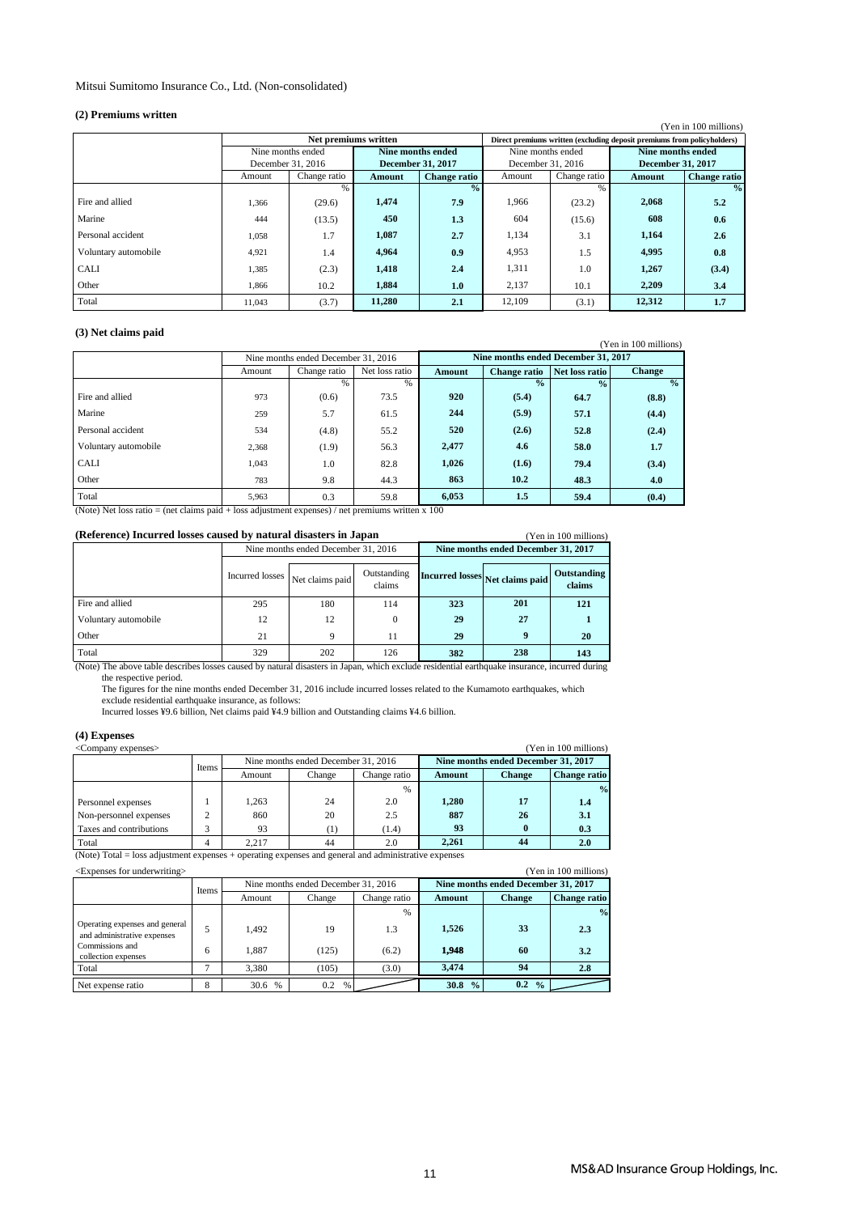Mitsui Sumitomo Insurance Co., Ltd. (Non-consolidated)

### (2) Premiums written

(Yen in 100 millions)

| | Net premiums written | | | | Direct premiums written (excluding deposit premiums from policyholders) | | | |
|---|---|---|---|---|---|---|---|---|
| | Nine months ended December 31, 2016 | | **Nine months ended December 31, 2017** | | Nine months ended December 31, 2016 | | **Nine months ended December 31, 2017** | |
| | Amount | Change ratio | **Amount** | **Change ratio** | Amount | Change ratio | **Amount** | **Change ratio** |
| | | % | | **%** | | % | | **%** |
| Fire and allied | 1,366 | (29.6) | **1,474** | **7.9** | 1,966 | (23.2) | **2,068** | **5.2** |
| Marine | 444 | (13.5) | **450** | **1.3** | 604 | (15.6) | **608** | **0.6** |
| Personal accident | 1,058 | 1.7 | **1,087** | **2.7** | 1,134 | 3.1 | **1,164** | **2.6** |
| Voluntary automobile | 4,921 | 1.4 | **4,964** | **0.9** | 4,953 | 1.5 | **4,995** | **0.8** |
| CALI | 1,385 | (2.3) | **1,418** | **2.4** | 1,311 | 1.0 | **1,267** | **(3.4)** |
| Other | 1,866 | 10.2 | **1,884** | **1.0** | 2,137 | 10.1 | **2,209** | **3.4** |
| Total | 11,043 | (3.7) | **11,280** | **2.1** | 12,109 | (3.1) | **12,312** | **1.7** |

### (3) Net claims paid

(Yen in 100 millions)

| | Nine months ended December 31, 2016 | | | **Nine months ended December 31, 2017** | | | |
|---|---|---|---|---|---|---|---|
| | Amount | Change ratio | Net loss ratio | **Amount** | **Change ratio** | **Net loss ratio** | **Change** |
| | | % | % | | **%** | **%** | **%** |
| Fire and allied | 973 | (0.6) | 73.5 | **920** | **(5.4)** | **64.7** | **(8.8)** |
| Marine | 259 | 5.7 | 61.5 | **244** | **(5.9)** | **57.1** | **(4.4)** |
| Personal accident | 534 | (4.8) | 55.2 | **520** | **(2.6)** | **52.8** | **(2.4)** |
| Voluntary automobile | 2,368 | (1.9) | 56.3 | **2,477** | **4.6** | **58.0** | **1.7** |
| CALI | 1,043 | 1.0 | 82.8 | **1,026** | **(1.6)** | **79.4** | **(3.4)** |
| Other | 783 | 9.8 | 44.3 | **863** | **10.2** | **48.3** | **4.0** |
| Total | 5,963 | 0.3 | 59.8 | **6,053** | **1.5** | **59.4** | **(0.4)** |

(Note) Net loss ratio = (net claims paid + loss adjustment expenses) / net premiums written x 100

### (Reference) Incurred losses caused by natural disasters in Japan

(Yen in 100 millions)

| | Nine months ended December 31, 2016 | | | **Nine months ended December 31, 2017** | | |
|---|---|---|---|---|---|---|
| | Incurred losses | Net claims paid | Outstanding claims | **Incurred losses** | **Net claims paid** | **Outstanding claims** |
| Fire and allied | 295 | 180 | 114 | **323** | **201** | **121** |
| Voluntary automobile | 12 | 12 | 0 | **29** | **27** | **1** |
| Other | 21 | 9 | 11 | **29** | **9** | **20** |
| Total | 329 | 202 | 126 | **382** | **238** | **143** |

(Note) The above table describes losses caused by natural disasters in Japan, which exclude residential earthquake insurance, incurred during the respective period.
The figures for the nine months ended December 31, 2016 include incurred losses related to the Kumamoto earthquakes, which exclude residential earthquake insurance, as follows:
Incurred losses ¥9.6 billion, Net claims paid ¥4.9 billion and Outstanding claims ¥4.6 billion.

### (4) Expenses

<Company expenses>

(Yen in 100 millions)

| | Items | Nine months ended December 31, 2016 | | | **Nine months ended December 31, 2017** | | |
|---|---|---|---|---|---|---|---|
| | | Amount | Change | Change ratio | **Amount** | **Change** | **Change ratio** |
| | | | | % | | | **%** |
| Personnel expenses | 1 | 1,263 | 24 | 2.0 | **1,280** | **17** | **1.4** |
| Non-personnel expenses | 2 | 860 | 20 | 2.5 | **887** | **26** | **3.1** |
| Taxes and contributions | 3 | 93 | (1) | (1.4) | **93** | **0** | **0.3** |
| Total | 4 | 2,217 | 44 | 2.0 | **2,261** | **44** | **2.0** |

(Note) Total = loss adjustment expenses + operating expenses and general and administrative expenses

<Expenses for underwriting>

(Yen in 100 millions)

| | Items | Nine months ended December 31, 2016 | | | **Nine months ended December 31, 2017** | | |
|---|---|---|---|---|---|---|---|
| | | Amount | Change | Change ratio | **Amount** | **Change** | **Change ratio** |
| | | | | % | | | **%** |
| Operating expenses and general and administrative expenses | 5 | 1,492 | 19 | 1.3 | **1,526** | **33** | **2.3** |
| Commissions and collection expenses | 6 | 1,887 | (125) | (6.2) | **1,948** | **60** | **3.2** |
| Total | 7 | 3,380 | (105) | (3.0) | **3,474** | **94** | **2.8** |
| Net expense ratio | 8 | 30.6 % | 0.2 % | | **30.8 %** | **0.2 %** | |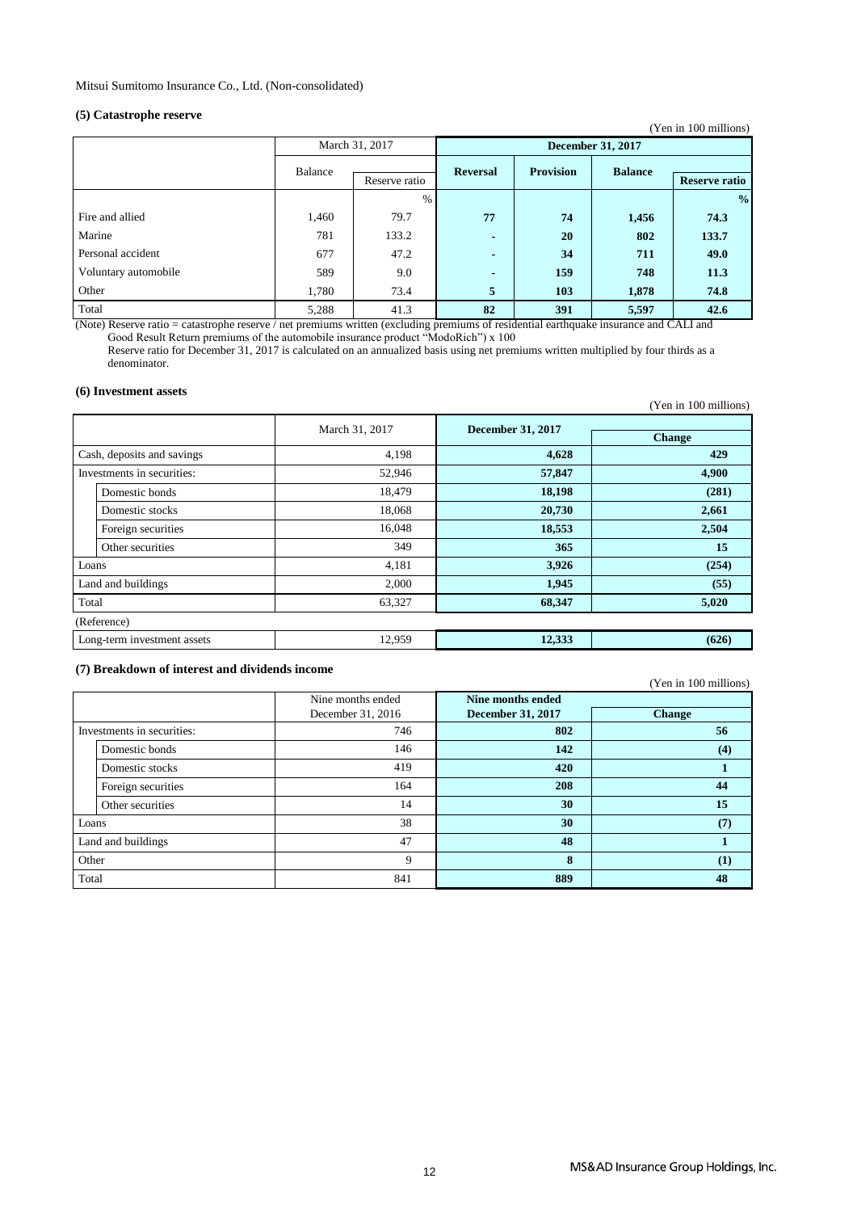Mitsui Sumitomo Insurance Co., Ltd. (Non-consolidated)

### (5) Catastrophe reserve

(Yen in 100 millions)

| | March 31, 2017 | | December 31, 2017 | | | |
|---|---|---|---|---|---|---|
| | Balance | Reserve ratio | Reversal | Provision | Balance | Reserve ratio |
| | | % | | | | % |
| Fire and allied | 1,460 | 79.7 | 77 | 74 | 1,456 | 74.3 |
| Marine | 781 | 133.2 | - | 20 | 802 | 133.7 |
| Personal accident | 677 | 47.2 | - | 34 | 711 | 49.0 |
| Voluntary automobile | 589 | 9.0 | - | 159 | 748 | 11.3 |
| Other | 1,780 | 73.4 | 5 | 103 | 1,878 | 74.8 |
| Total | 5,288 | 41.3 | 82 | 391 | 5,597 | 42.6 |

(Note) Reserve ratio = catastrophe reserve / net premiums written (excluding premiums of residential earthquake insurance and CALI and Good Result Return premiums of the automobile insurance product "ModoRich") x 100
Reserve ratio for December 31, 2017 is calculated on an annualized basis using net premiums written multiplied by four thirds as a denominator.

### (6) Investment assets

(Yen in 100 millions)

| | March 31, 2017 | December 31, 2017 | Change |
|---|---|---|---|
| Cash, deposits and savings | 4,198 | 4,628 | 429 |
| Investments in securities: | 52,946 | 57,847 | 4,900 |
| Domestic bonds | 18,479 | 18,198 | (281) |
| Domestic stocks | 18,068 | 20,730 | 2,661 |
| Foreign securities | 16,048 | 18,553 | 2,504 |
| Other securities | 349 | 365 | 15 |
| Loans | 4,181 | 3,926 | (254) |
| Land and buildings | 2,000 | 1,945 | (55) |
| Total | 63,327 | 68,347 | 5,020 |
| (Reference) | | | |
| Long-term investment assets | 12,959 | 12,333 | (626) |

### (7) Breakdown of interest and dividends income

(Yen in 100 millions)

| | Nine months ended December 31, 2016 | Nine months ended December 31, 2017 | Change |
|---|---|---|---|
| Investments in securities: | 746 | 802 | 56 |
| Domestic bonds | 146 | 142 | (4) |
| Domestic stocks | 419 | 420 | 1 |
| Foreign securities | 164 | 208 | 44 |
| Other securities | 14 | 30 | 15 |
| Loans | 38 | 30 | (7) |
| Land and buildings | 47 | 48 | 1 |
| Other | 9 | 8 | (1) |
| Total | 841 | 889 | 48 |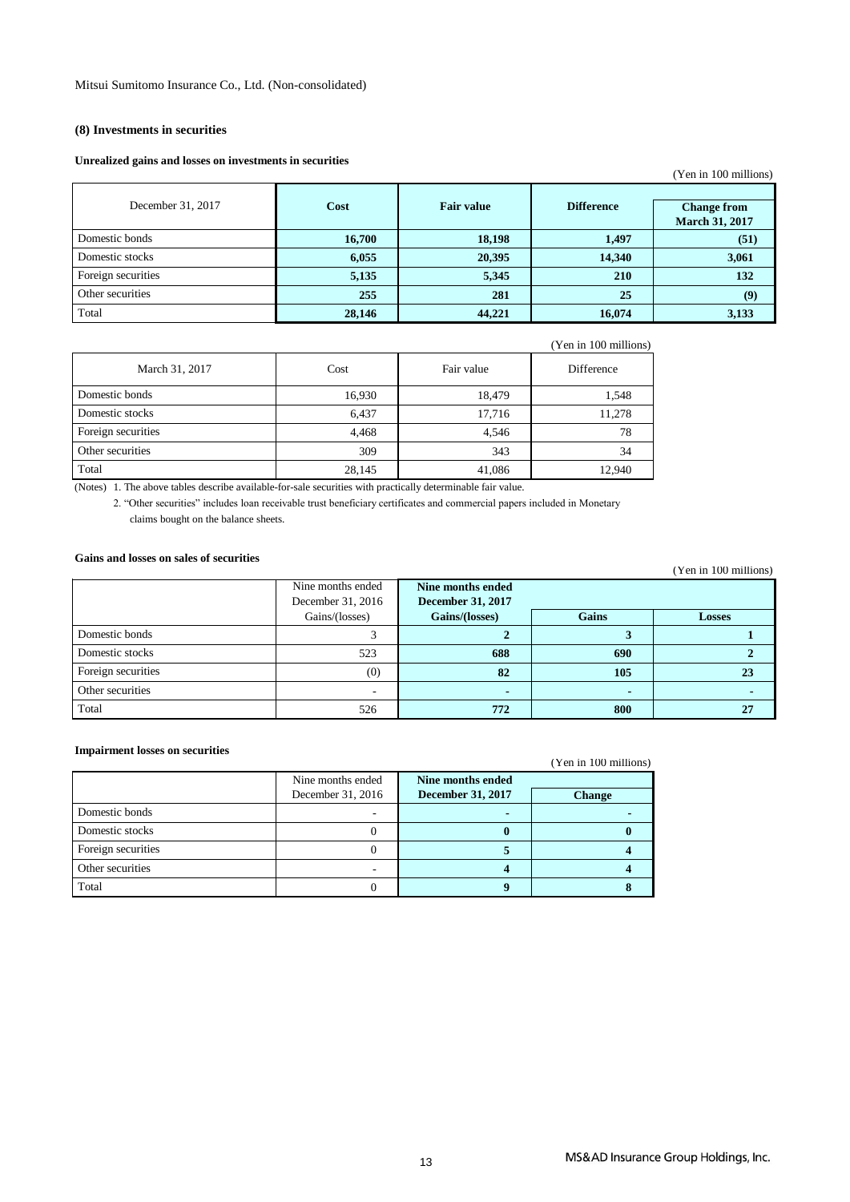Mitsui Sumitomo Insurance Co., Ltd. (Non-consolidated)

### (8) Investments in securities

**Unrealized gains and losses on investments in securities**

(Yen in 100 millions)

| December 31, 2017 | **Cost** | **Fair value** | **Difference** | **Change from March 31, 2017** |
|---|---|---|---|---|
| Domestic bonds | **16,700** | **18,198** | **1,497** | **(51)** |
| Domestic stocks | **6,055** | **20,395** | **14,340** | **3,061** |
| Foreign securities | **5,135** | **5,345** | **210** | **132** |
| Other securities | **255** | **281** | **25** | **(9)** |
| Total | **28,146** | **44,221** | **16,074** | **3,133** |

(Yen in 100 millions)

| March 31, 2017 | Cost | Fair value | Difference |
|---|---|---|---|
| Domestic bonds | 16,930 | 18,479 | 1,548 |
| Domestic stocks | 6,437 | 17,716 | 11,278 |
| Foreign securities | 4,468 | 4,546 | 78 |
| Other securities | 309 | 343 | 34 |
| Total | 28,145 | 41,086 | 12,940 |

(Notes) 1. The above tables describe available-for-sale securities with practically determinable fair value.

2. "Other securities" includes loan receivable trust beneficiary certificates and commercial papers included in Monetary claims bought on the balance sheets.

**Gains and losses on sales of securities**

(Yen in 100 millions)

| | Nine months ended December 31, 2016 | **Nine months ended December 31, 2017** | | |
|---|---|---|---|---|
| | Gains/(losses) | **Gains/(losses)** | **Gains** | **Losses** |
| Domestic bonds | 3 | **2** | **3** | **1** |
| Domestic stocks | 523 | **688** | **690** | **2** |
| Foreign securities | (0) | **82** | **105** | **23** |
| Other securities | - | **-** | **-** | **-** |
| Total | 526 | **772** | **800** | **27** |

**Impairment losses on securities**

(Yen in 100 millions)

| | Nine months ended December 31, 2016 | **Nine months ended December 31, 2017** | **Change** |
|---|---|---|---|
| Domestic bonds | - | **-** | **-** |
| Domestic stocks | 0 | **0** | **0** |
| Foreign securities | 0 | **5** | **4** |
| Other securities | - | **4** | **4** |
| Total | 0 | **9** | **8** |

MS&AD Insurance Group Holdings, Inc.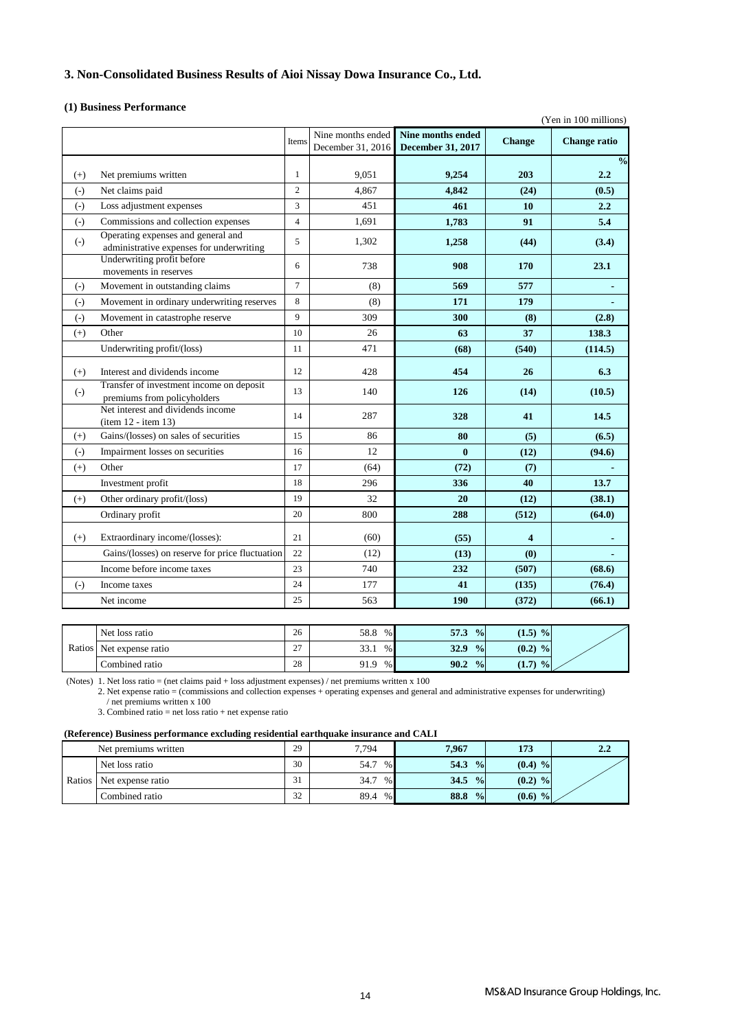## 3. Non-Consolidated Business Results of Aioi Nissay Dowa Insurance Co., Ltd.

### (1) Business Performance

(Yen in 100 millions)

| | | Items | Nine months ended December 31, 2016 | Nine months ended December 31, 2017 | Change | Change ratio |
|---|---|---|---|---|---|---|
| | | | | | | % |
| (+) | Net premiums written | 1 | 9,051 | **9,254** | **203** | **2.2** |
| (-) | Net claims paid | 2 | 4,867 | **4,842** | **(24)** | **(0.5)** |
| (-) | Loss adjustment expenses | 3 | 451 | **461** | **10** | **2.2** |
| (-) | Commissions and collection expenses | 4 | 1,691 | **1,783** | **91** | **5.4** |
| (-) | Operating expenses and general and administrative expenses for underwriting | 5 | 1,302 | **1,258** | **(44)** | **(3.4)** |
| | Underwriting profit before movements in reserves | 6 | 738 | **908** | **170** | **23.1** |
| (-) | Movement in outstanding claims | 7 | (8) | **569** | **577** | **-** |
| (-) | Movement in ordinary underwriting reserves | 8 | (8) | **171** | **179** | **-** |
| (-) | Movement in catastrophe reserve | 9 | 309 | **300** | **(8)** | **(2.8)** |
| (+) | Other | 10 | 26 | **63** | **37** | **138.3** |
| | Underwriting profit/(loss) | 11 | 471 | **(68)** | **(540)** | **(114.5)** |
| (+) | Interest and dividends income | 12 | 428 | **454** | **26** | **6.3** |
| (-) | Transfer of investment income on deposit premiums from policyholders | 13 | 140 | **126** | **(14)** | **(10.5)** |
| | Net interest and dividends income (item 12 - item 13) | 14 | 287 | **328** | **41** | **14.5** |
| (+) | Gains/(losses) on sales of securities | 15 | 86 | **80** | **(5)** | **(6.5)** |
| (-) | Impairment losses on securities | 16 | 12 | **0** | **(12)** | **(94.6)** |
| (+) | Other | 17 | (64) | **(72)** | **(7)** | **-** |
| | Investment profit | 18 | 296 | **336** | **40** | **13.7** |
| (+) | Other ordinary profit/(loss) | 19 | 32 | **20** | **(12)** | **(38.1)** |
| | Ordinary profit | 20 | 800 | **288** | **(512)** | **(64.0)** |
| (+) | Extraordinary income/(losses): | 21 | (60) | **(55)** | **4** | **-** |
| | Gains/(losses) on reserve for price fluctuation | 22 | (12) | **(13)** | **(0)** | **-** |
| | Income before income taxes | 23 | 740 | **232** | **(507)** | **(68.6)** |
| (-) | Income taxes | 24 | 177 | **41** | **(135)** | **(76.4)** |
| | Net income | 25 | 563 | **190** | **(372)** | **(66.1)** |

| | | Items | Nine months ended December 31, 2016 | Nine months ended December 31, 2017 | Change |
|---|---|---|---|---|---|
| Ratios | Net loss ratio | 26 | 58.8 % | **57.3 %** | **(1.5) %** |
| | Net expense ratio | 27 | 33.1 % | **32.9 %** | **(0.2) %** |
| | Combined ratio | 28 | 91.9 % | **90.2 %** | **(1.7) %** |

(Notes) 1. Net loss ratio = (net claims paid + loss adjustment expenses) / net premiums written x 100

2. Net expense ratio = (commissions and collection expenses + operating expenses and general and administrative expenses for underwriting) / net premiums written x 100

3. Combined ratio = net loss ratio + net expense ratio

**(Reference) Business performance excluding residential earthquake insurance and CALI**

| | | Items | Nine months ended December 31, 2016 | Nine months ended December 31, 2017 | Change | Change ratio |
|---|---|---|---|---|---|---|
| Net premiums written | | 29 | 7,794 | **7,967** | **173** | **2.2** |
| Ratios | Net loss ratio | 30 | 54.7 % | **54.3 %** | **(0.4) %** | |
| | Net expense ratio | 31 | 34.7 % | **34.5 %** | **(0.2) %** | |
| | Combined ratio | 32 | 89.4 % | **88.8 %** | **(0.6) %** | |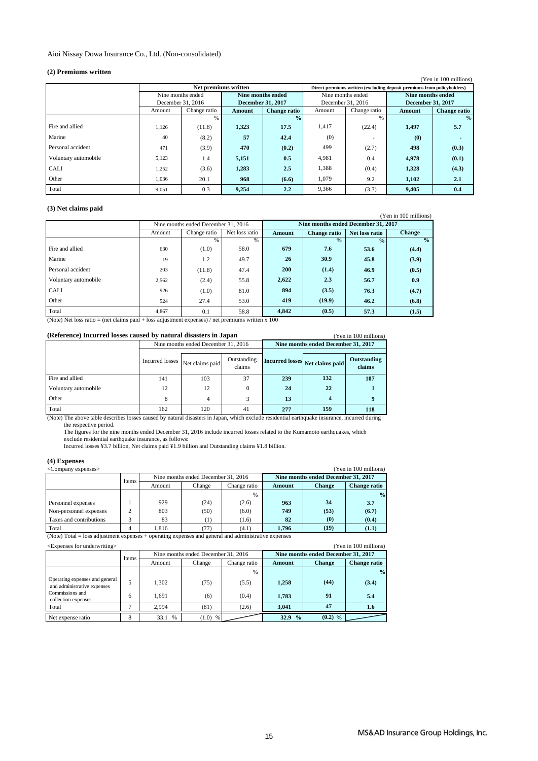Aioi Nissay Dowa Insurance Co., Ltd. (Non-consolidated)

### (2) Premiums written

(Yen in 100 millions)

| | Net premiums written | | | | Direct premiums written (excluding deposit premiums from policyholders) | | | |
|---|---|---|---|---|---|---|---|---|
| | Nine months ended December 31, 2016 | | **Nine months ended December 31, 2017** | | Nine months ended December 31, 2016 | | **Nine months ended December 31, 2017** | |
| | Amount | Change ratio | **Amount** | **Change ratio** | Amount | Change ratio | **Amount** | **Change ratio** |
| | | % | | **%** | | % | | **%** |
| Fire and allied | 1,126 | (11.8) | **1,323** | **17.5** | 1,417 | (22.4) | **1,497** | **5.7** |
| Marine | 40 | (8.2) | **57** | **42.4** | (0) | - | **(0)** | **-** |
| Personal accident | 471 | (3.9) | **470** | **(0.2)** | 499 | (2.7) | **498** | **(0.3)** |
| Voluntary automobile | 5,123 | 1.4 | **5,151** | **0.5** | 4,981 | 0.4 | **4,978** | **(0.1)** |
| CALI | 1,252 | (3.6) | **1,283** | **2.5** | 1,388 | (0.4) | **1,328** | **(4.3)** |
| Other | 1,036 | 20.1 | **968** | **(6.6)** | 1,079 | 9.2 | **1,102** | **2.1** |
| Total | 9,051 | 0.3 | **9,254** | **2.2** | 9,366 | (3.3) | **9,405** | **0.4** |

### (3) Net claims paid

(Yen in 100 millions)

| | Nine months ended December 31, 2016 | | | **Nine months ended December 31, 2017** | | | |
|---|---|---|---|---|---|---|---|
| | Amount | Change ratio | Net loss ratio | **Amount** | **Change ratio** | **Net loss ratio** | **Change** |
| | | % | % | | **%** | **%** | **%** |
| Fire and allied | 630 | (1.0) | 58.0 | **679** | **7.6** | **53.6** | **(4.4)** |
| Marine | 19 | 1.2 | 49.7 | **26** | **30.9** | **45.8** | **(3.9)** |
| Personal accident | 203 | (11.8) | 47.4 | **200** | **(1.4)** | **46.9** | **(0.5)** |
| Voluntary automobile | 2,562 | (2.4) | 55.8 | **2,622** | **2.3** | **56.7** | **0.9** |
| CALI | 926 | (1.0) | 81.0 | **894** | **(3.5)** | **76.3** | **(4.7)** |
| Other | 524 | 27.4 | 53.0 | **419** | **(19.9)** | **46.2** | **(6.8)** |
| Total | 4,867 | 0.1 | 58.8 | **4,842** | **(0.5)** | **57.3** | **(1.5)** |

(Note) Net loss ratio = (net claims paid + loss adjustment expenses) / net premiums written x 100

### (Reference) Incurred losses caused by natural disasters in Japan

(Yen in 100 millions)

| | Nine months ended December 31, 2016 | | | **Nine months ended December 31, 2017** | | |
|---|---|---|---|---|---|---|
| | Incurred losses | Net claims paid | Outstanding claims | **Incurred losses** | **Net claims paid** | **Outstanding claims** |
| Fire and allied | 141 | 103 | 37 | **239** | **132** | **107** |
| Voluntary automobile | 12 | 12 | 0 | **24** | **22** | **1** |
| Other | 8 | 4 | 3 | **13** | **4** | **9** |
| Total | 162 | 120 | 41 | **277** | **159** | **118** |

(Note) The above table describes losses caused by natural disasters in Japan, which exclude residential earthquake insurance, incurred during the respective period.
The figures for the nine months ended December 31, 2016 include incurred losses related to the Kumamoto earthquakes, which exclude residential earthquake insurance, as follows:
Incurred losses ¥3.7 billion, Net claims paid ¥1.9 billion and Outstanding claims ¥1.8 billion.

### (4) Expenses

<Company expenses>

(Yen in 100 millions)

| | Items | Nine months ended December 31, 2016 | | | **Nine months ended December 31, 2017** | | |
|---|---|---|---|---|---|---|---|
| | | Amount | Change | Change ratio | **Amount** | **Change** | **Change ratio** |
| | | | | % | | | **%** |
| Personnel expenses | 1 | 929 | (24) | (2.6) | **963** | **34** | **3.7** |
| Non-personnel expenses | 2 | 803 | (50) | (6.0) | **749** | **(53)** | **(6.7)** |
| Taxes and contributions | 3 | 83 | (1) | (1.6) | **82** | **(0)** | **(0.4)** |
| Total | 4 | 1,816 | (77) | (4.1) | **1,796** | **(19)** | **(1.1)** |

(Note) Total = loss adjustment expenses + operating expenses and general and administrative expenses

<Expenses for underwriting>

(Yen in 100 millions)

| | Items | Nine months ended December 31, 2016 | | | **Nine months ended December 31, 2017** | | |
|---|---|---|---|---|---|---|---|
| | | Amount | Change | Change ratio | **Amount** | **Change** | **Change ratio** |
| | | | | % | | | **%** |
| Operating expenses and general and administrative expenses | 5 | 1,302 | (75) | (5.5) | **1,258** | **(44)** | **(3.4)** |
| Commissions and collection expenses | 6 | 1,691 | (6) | (0.4) | **1,783** | **91** | **5.4** |
| Total | 7 | 2,994 | (81) | (2.6) | **3,041** | **47** | **1.6** |
| Net expense ratio | 8 | 33.1 % | (1.0) % | | **32.9 %** | **(0.2) %** | |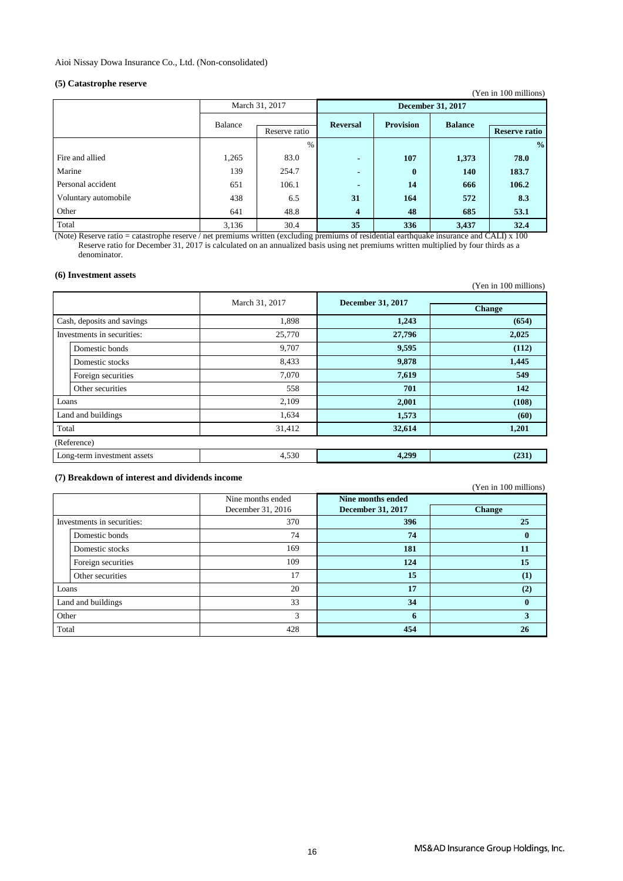Aioi Nissay Dowa Insurance Co., Ltd. (Non-consolidated)

### (5) Catastrophe reserve

(Yen in 100 millions)

| | March 31, 2017 | | December 31, 2017 | | | |
|---|---|---|---|---|---|---|
| | Balance | Reserve ratio | **Reversal** | **Provision** | **Balance** | **Reserve ratio** |
| | | % | | | | **%** |
| Fire and allied | 1,265 | 83.0 | **-** | **107** | **1,373** | **78.0** |
| Marine | 139 | 254.7 | **-** | **0** | **140** | **183.7** |
| Personal accident | 651 | 106.1 | **-** | **14** | **666** | **106.2** |
| Voluntary automobile | 438 | 6.5 | **31** | **164** | **572** | **8.3** |
| Other | 641 | 48.8 | **4** | **48** | **685** | **53.1** |
| Total | 3,136 | 30.4 | **35** | **336** | **3,437** | **32.4** |

(Note) Reserve ratio = catastrophe reserve / net premiums written (excluding premiums of residential earthquake insurance and CALI) x 100
Reserve ratio for December 31, 2017 is calculated on an annualized basis using net premiums written multiplied by four thirds as a denominator.

### (6) Investment assets

(Yen in 100 millions)

| | March 31, 2017 | December 31, 2017 | Change |
|---|---|---|---|
| Cash, deposits and savings | 1,898 | **1,243** | **(654)** |
| Investments in securities: | 25,770 | **27,796** | **2,025** |
| Domestic bonds | 9,707 | **9,595** | **(112)** |
| Domestic stocks | 8,433 | **9,878** | **1,445** |
| Foreign securities | 7,070 | **7,619** | **549** |
| Other securities | 558 | **701** | **142** |
| Loans | 2,109 | **2,001** | **(108)** |
| Land and buildings | 1,634 | **1,573** | **(60)** |
| Total | 31,412 | **32,614** | **1,201** |
| (Reference) | | | |
| Long-term investment assets | 4,530 | **4,299** | **(231)** |

### (7) Breakdown of interest and dividends income

(Yen in 100 millions)

| | Nine months ended December 31, 2016 | Nine months ended December 31, 2017 | Change |
|---|---|---|---|
| Investments in securities: | 370 | **396** | **25** |
| Domestic bonds | 74 | **74** | **0** |
| Domestic stocks | 169 | **181** | **11** |
| Foreign securities | 109 | **124** | **15** |
| Other securities | 17 | **15** | **(1)** |
| Loans | 20 | **17** | **(2)** |
| Land and buildings | 33 | **34** | **0** |
| Other | 3 | **6** | **3** |
| Total | 428 | **454** | **26** |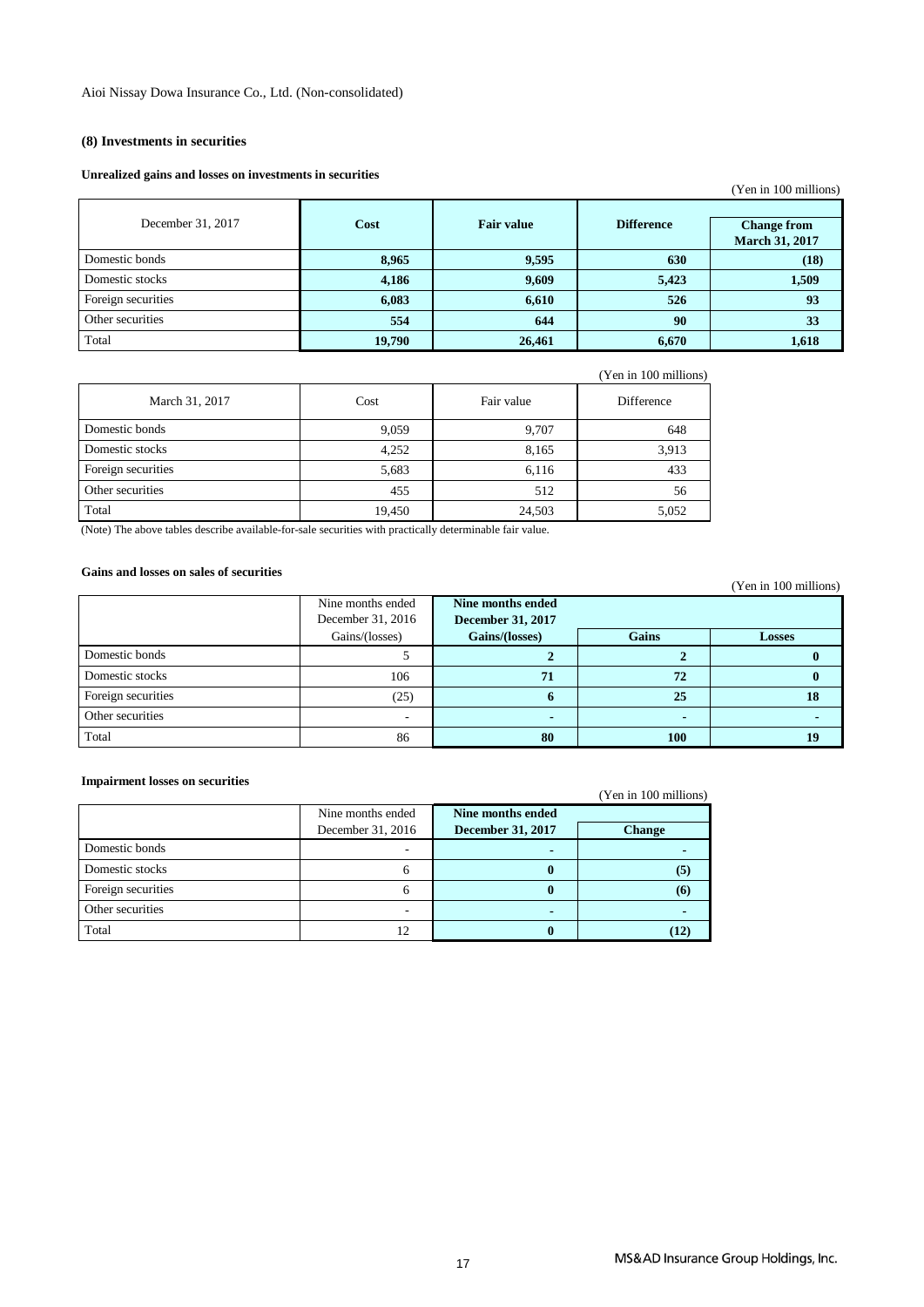Aioi Nissay Dowa Insurance Co., Ltd. (Non-consolidated)

### (8) Investments in securities

#### Unrealized gains and losses on investments in securities

(Yen in 100 millions)

| December 31, 2017 | **Cost** | **Fair value** | **Difference** | **Change from March 31, 2017** |
|---|---|---|---|---|
| Domestic bonds | **8,965** | **9,595** | **630** | **(18)** |
| Domestic stocks | **4,186** | **9,609** | **5,423** | **1,509** |
| Foreign securities | **6,083** | **6,610** | **526** | **93** |
| Other securities | **554** | **644** | **90** | **33** |
| Total | **19,790** | **26,461** | **6,670** | **1,618** |

(Yen in 100 millions)

| March 31, 2017 | Cost | Fair value | Difference |
|---|---|---|---|
| Domestic bonds | 9,059 | 9,707 | 648 |
| Domestic stocks | 4,252 | 8,165 | 3,913 |
| Foreign securities | 5,683 | 6,116 | 433 |
| Other securities | 455 | 512 | 56 |
| Total | 19,450 | 24,503 | 5,052 |

(Note) The above tables describe available-for-sale securities with practically determinable fair value.

#### Gains and losses on sales of securities

(Yen in 100 millions)

| | Nine months ended December 31, 2016 | **Nine months ended December 31, 2017** | | |
|---|---|---|---|---|
| | Gains/(losses) | **Gains/(losses)** | **Gains** | **Losses** |
| Domestic bonds | 5 | **2** | **2** | **0** |
| Domestic stocks | 106 | **71** | **72** | **0** |
| Foreign securities | (25) | **6** | **25** | **18** |
| Other securities | - | **-** | **-** | **-** |
| Total | 86 | **80** | **100** | **19** |

#### Impairment losses on securities

(Yen in 100 millions)

| | Nine months ended December 31, 2016 | **Nine months ended December 31, 2017** | **Change** |
|---|---|---|---|
| Domestic bonds | - | **-** | **-** |
| Domestic stocks | 6 | **0** | **(5)** |
| Foreign securities | 6 | **0** | **(6)** |
| Other securities | - | **-** | **-** |
| Total | 12 | **0** | **(12)** |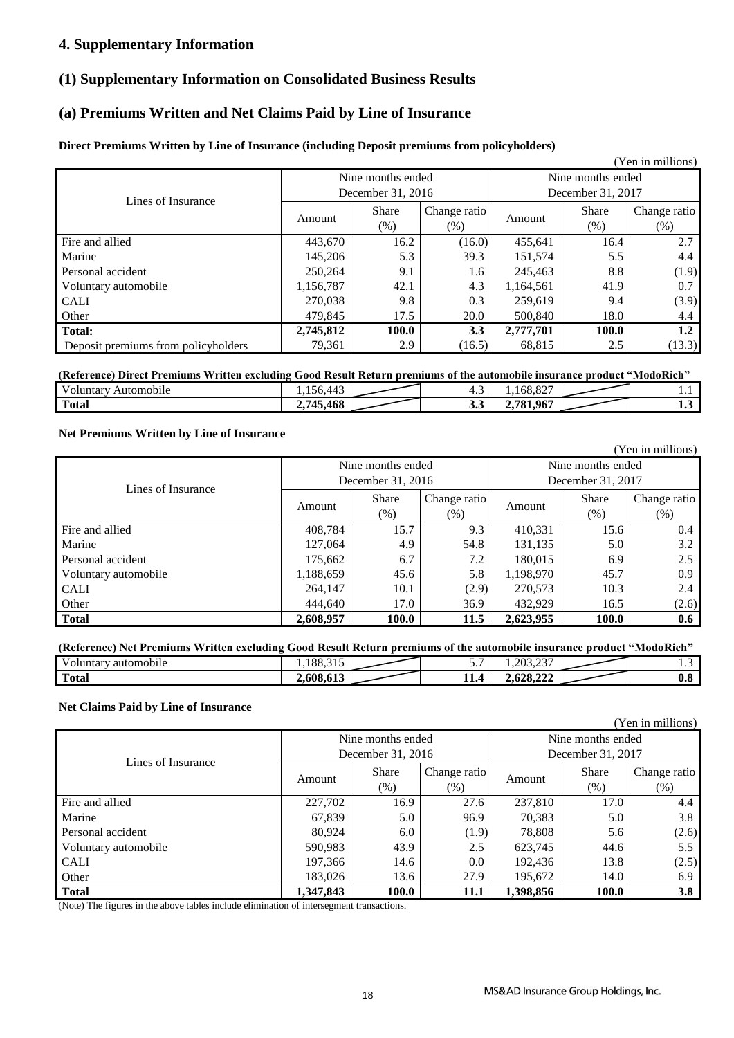# 4. Supplementary Information

## (1) Supplementary Information on Consolidated Business Results

### (a) Premiums Written and Net Claims Paid by Line of Insurance

**Direct Premiums Written by Line of Insurance (including Deposit premiums from policyholders)**

(Yen in millions)

| Lines of Insurance | Nine months ended December 31, 2016 | | | Nine months ended December 31, 2017 | | |
|---|---|---|---|---|---|---|
| | Amount | Share (%) | Change ratio (%) | Amount | Share (%) | Change ratio (%) |
| Fire and allied | 443,670 | 16.2 | (16.0) | 455,641 | 16.4 | 2.7 |
| Marine | 145,206 | 5.3 | 39.3 | 151,574 | 5.5 | 4.4 |
| Personal accident | 250,264 | 9.1 | 1.6 | 245,463 | 8.8 | (1.9) |
| Voluntary automobile | 1,156,787 | 42.1 | 4.3 | 1,164,561 | 41.9 | 0.7 |
| CALI | 270,038 | 9.8 | 0.3 | 259,619 | 9.4 | (3.9) |
| Other | 479,845 | 17.5 | 20.0 | 500,840 | 18.0 | 4.4 |
| **Total:** | **2,745,812** | **100.0** | **3.3** | **2,777,701** | **100.0** | **1.2** |
| Deposit premiums from policyholders | 79,361 | 2.9 | (16.5) | 68,815 | 2.5 | (13.3) |

**(Reference) Direct Premiums Written excluding Good Result Return premiums of the automobile insurance product "ModoRich"**

| | | | | | | |
|---|---|---|---|---|---|---|
| Voluntary Automobile | 1,156,443 | | 4.3 | 1,168,827 | | 1.1 |
| **Total** | **2,745,468** | | **3.3** | **2,781,967** | | **1.3** |

**Net Premiums Written by Line of Insurance**

(Yen in millions)

| Lines of Insurance | Nine months ended December 31, 2016 | | | Nine months ended December 31, 2017 | | |
|---|---|---|---|---|---|---|
| | Amount | Share (%) | Change ratio (%) | Amount | Share (%) | Change ratio (%) |
| Fire and allied | 408,784 | 15.7 | 9.3 | 410,331 | 15.6 | 0.4 |
| Marine | 127,064 | 4.9 | 54.8 | 131,135 | 5.0 | 3.2 |
| Personal accident | 175,662 | 6.7 | 7.2 | 180,015 | 6.9 | 2.5 |
| Voluntary automobile | 1,188,659 | 45.6 | 5.8 | 1,198,970 | 45.7 | 0.9 |
| CALI | 264,147 | 10.1 | (2.9) | 270,573 | 10.3 | 2.4 |
| Other | 444,640 | 17.0 | 36.9 | 432,929 | 16.5 | (2.6) |
| **Total** | **2,608,957** | **100.0** | **11.5** | **2,623,955** | **100.0** | **0.6** |

**(Reference) Net Premiums Written excluding Good Result Return premiums of the automobile insurance product "ModoRich"**

| | | | | | | |
|---|---|---|---|---|---|---|
| Voluntary automobile | 1,188,315 | | 5.7 | 1,203,237 | | 1.3 |
| **Total** | **2,608,613** | | **11.4** | **2,628,222** | | **0.8** |

**Net Claims Paid by Line of Insurance**

(Yen in millions)

| Lines of Insurance | Nine months ended December 31, 2016 | | | Nine months ended December 31, 2017 | | |
|---|---|---|---|---|---|---|
| | Amount | Share (%) | Change ratio (%) | Amount | Share (%) | Change ratio (%) |
| Fire and allied | 227,702 | 16.9 | 27.6 | 237,810 | 17.0 | 4.4 |
| Marine | 67,839 | 5.0 | 96.9 | 70,383 | 5.0 | 3.8 |
| Personal accident | 80,924 | 6.0 | (1.9) | 78,808 | 5.6 | (2.6) |
| Voluntary automobile | 590,983 | 43.9 | 2.5 | 623,745 | 44.6 | 5.5 |
| CALI | 197,366 | 14.6 | 0.0 | 192,436 | 13.8 | (2.5) |
| Other | 183,026 | 13.6 | 27.9 | 195,672 | 14.0 | 6.9 |
| **Total** | **1,347,843** | **100.0** | **11.1** | **1,398,856** | **100.0** | **3.8** |

(Note) The figures in the above tables include elimination of intersegment transactions.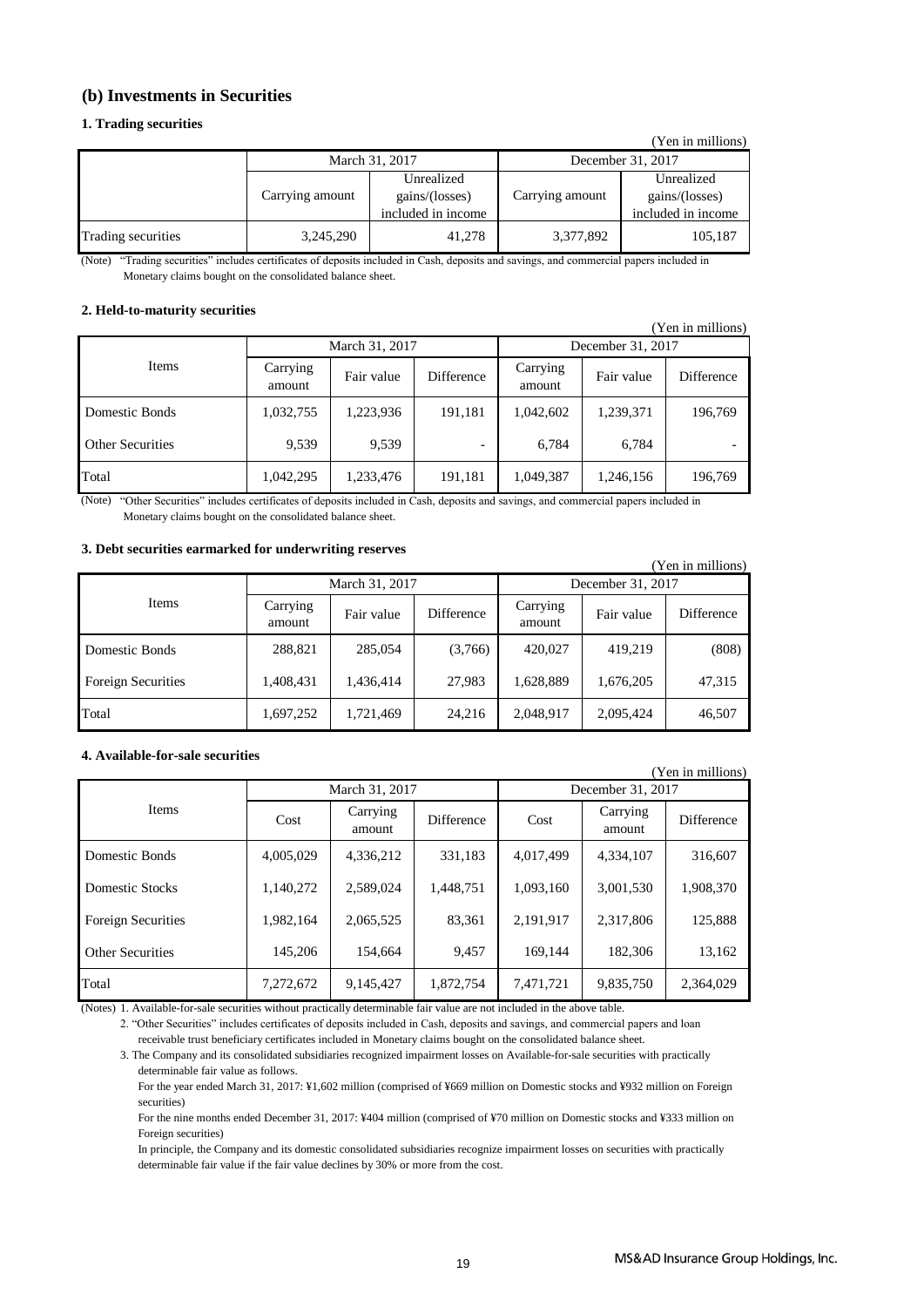## (b) Investments in Securities

### 1. Trading securities

(Yen in millions)

| | March 31, 2017 | | December 31, 2017 | |
|---|---|---|---|---|
| | Carrying amount | Unrealized gains/(losses) included in income | Carrying amount | Unrealized gains/(losses) included in income |
| Trading securities | 3,245,290 | 41,278 | 3,377,892 | 105,187 |

(Note) "Trading securities" includes certificates of deposits included in Cash, deposits and savings, and commercial papers included in Monetary claims bought on the consolidated balance sheet.

### 2. Held-to-maturity securities

(Yen in millions)

| Items | March 31, 2017 | | | December 31, 2017 | | |
|---|---|---|---|---|---|---|
| | Carrying amount | Fair value | Difference | Carrying amount | Fair value | Difference |
| Domestic Bonds | 1,032,755 | 1,223,936 | 191,181 | 1,042,602 | 1,239,371 | 196,769 |
| Other Securities | 9,539 | 9,539 | - | 6,784 | 6,784 | - |
| Total | 1,042,295 | 1,233,476 | 191,181 | 1,049,387 | 1,246,156 | 196,769 |

(Note) "Other Securities" includes certificates of deposits included in Cash, deposits and savings, and commercial papers included in Monetary claims bought on the consolidated balance sheet.

### 3. Debt securities earmarked for underwriting reserves

(Yen in millions)

| Items | March 31, 2017 | | | December 31, 2017 | | |
|---|---|---|---|---|---|---|
| | Carrying amount | Fair value | Difference | Carrying amount | Fair value | Difference |
| Domestic Bonds | 288,821 | 285,054 | (3,766) | 420,027 | 419,219 | (808) |
| Foreign Securities | 1,408,431 | 1,436,414 | 27,983 | 1,628,889 | 1,676,205 | 47,315 |
| Total | 1,697,252 | 1,721,469 | 24,216 | 2,048,917 | 2,095,424 | 46,507 |

### 4. Available-for-sale securities

(Yen in millions)

| Items | March 31, 2017 | | | December 31, 2017 | | |
|---|---|---|---|---|---|---|
| | Cost | Carrying amount | Difference | Cost | Carrying amount | Difference |
| Domestic Bonds | 4,005,029 | 4,336,212 | 331,183 | 4,017,499 | 4,334,107 | 316,607 |
| Domestic Stocks | 1,140,272 | 2,589,024 | 1,448,751 | 1,093,160 | 3,001,530 | 1,908,370 |
| Foreign Securities | 1,982,164 | 2,065,525 | 83,361 | 2,191,917 | 2,317,806 | 125,888 |
| Other Securities | 145,206 | 154,664 | 9,457 | 169,144 | 182,306 | 13,162 |
| Total | 7,272,672 | 9,145,427 | 1,872,754 | 7,471,721 | 9,835,750 | 2,364,029 |

(Notes) 1. Available-for-sale securities without practically determinable fair value are not included in the above table.

2. "Other Securities" includes certificates of deposits included in Cash, deposits and savings, and commercial papers and loan receivable trust beneficiary certificates included in Monetary claims bought on the consolidated balance sheet.

3. The Company and its consolidated subsidiaries recognized impairment losses on Available-for-sale securities with practically determinable fair value as follows.

For the year ended March 31, 2017: ¥1,602 million (comprised of ¥669 million on Domestic stocks and ¥932 million on Foreign securities)

For the nine months ended December 31, 2017: ¥404 million (comprised of ¥70 million on Domestic stocks and ¥333 million on Foreign securities)

In principle, the Company and its domestic consolidated subsidiaries recognize impairment losses on securities with practically determinable fair value if the fair value declines by 30% or more from the cost.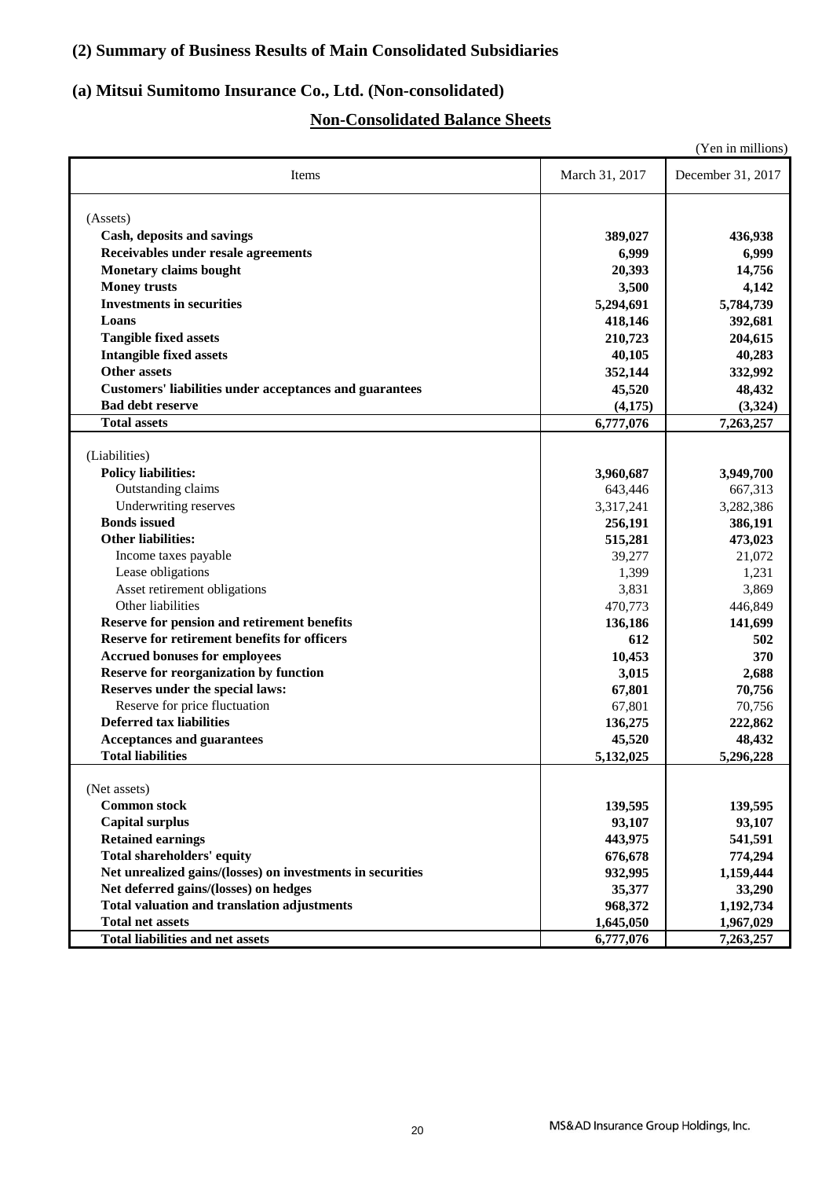### (2) Summary of Business Results of Main Consolidated Subsidiaries

### (a) Mitsui Sumitomo Insurance Co., Ltd. (Non-consolidated)

## Non-Consolidated Balance Sheets

(Yen in millions)

| Items | March 31, 2017 | December 31, 2017 |
|---|---|---|
| (Assets) | | |
| **Cash, deposits and savings** | **389,027** | **436,938** |
| **Receivables under resale agreements** | **6,999** | **6,999** |
| **Monetary claims bought** | **20,393** | **14,756** |
| **Money trusts** | **3,500** | **4,142** |
| **Investments in securities** | **5,294,691** | **5,784,739** |
| **Loans** | **418,146** | **392,681** |
| **Tangible fixed assets** | **210,723** | **204,615** |
| **Intangible fixed assets** | **40,105** | **40,283** |
| **Other assets** | **352,144** | **332,992** |
| **Customers' liabilities under acceptances and guarantees** | **45,520** | **48,432** |
| **Bad debt reserve** | **(4,175)** | **(3,324)** |
| **Total assets** | **6,777,076** | **7,263,257** |
| (Liabilities) | | |
| **Policy liabilities:** | **3,960,687** | **3,949,700** |
| Outstanding claims | 643,446 | 667,313 |
| Underwriting reserves | 3,317,241 | 3,282,386 |
| **Bonds issued** | **256,191** | **386,191** |
| **Other liabilities:** | **515,281** | **473,023** |
| Income taxes payable | 39,277 | 21,072 |
| Lease obligations | 1,399 | 1,231 |
| Asset retirement obligations | 3,831 | 3,869 |
| Other liabilities | 470,773 | 446,849 |
| **Reserve for pension and retirement benefits** | **136,186** | **141,699** |
| **Reserve for retirement benefits for officers** | **612** | **502** |
| **Accrued bonuses for employees** | **10,453** | **370** |
| **Reserve for reorganization by function** | **3,015** | **2,688** |
| **Reserves under the special laws:** | **67,801** | **70,756** |
| Reserve for price fluctuation | 67,801 | 70,756 |
| **Deferred tax liabilities** | **136,275** | **222,862** |
| **Acceptances and guarantees** | **45,520** | **48,432** |
| **Total liabilities** | **5,132,025** | **5,296,228** |
| (Net assets) | | |
| **Common stock** | **139,595** | **139,595** |
| **Capital surplus** | **93,107** | **93,107** |
| **Retained earnings** | **443,975** | **541,591** |
| **Total shareholders' equity** | **676,678** | **774,294** |
| **Net unrealized gains/(losses) on investments in securities** | **932,995** | **1,159,444** |
| **Net deferred gains/(losses) on hedges** | **35,377** | **33,290** |
| **Total valuation and translation adjustments** | **968,372** | **1,192,734** |
| **Total net assets** | **1,645,050** | **1,967,029** |
| **Total liabilities and net assets** | **6,777,076** | **7,263,257** |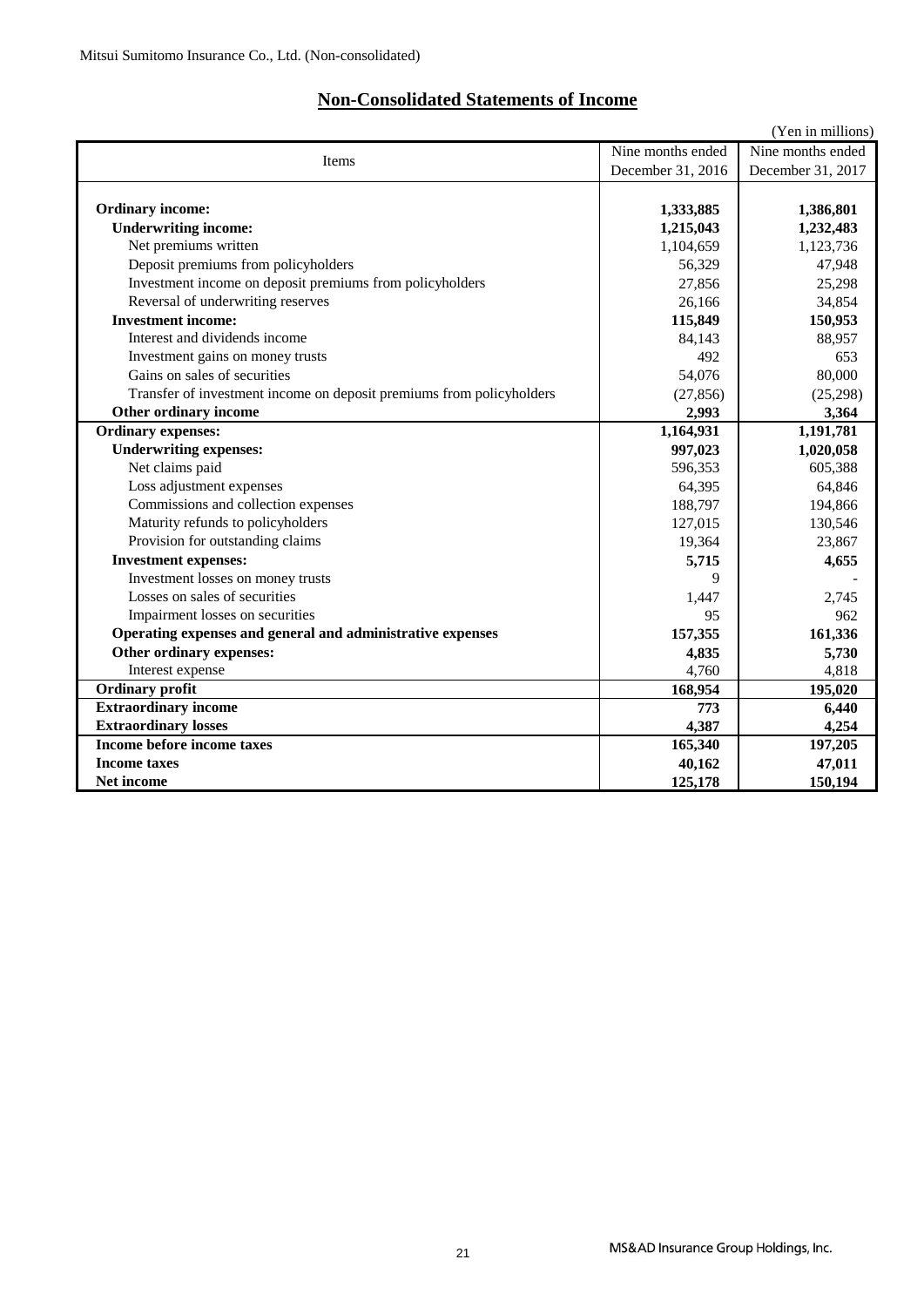Mitsui Sumitomo Insurance Co., Ltd. (Non-consolidated)

## Non-Consolidated Statements of Income

(Yen in millions)

| Items | Nine months ended December 31, 2016 | Nine months ended December 31, 2017 |
|---|---|---|
| **Ordinary income:** | **1,333,885** | **1,386,801** |
| **Underwriting income:** | **1,215,043** | **1,232,483** |
| Net premiums written | 1,104,659 | 1,123,736 |
| Deposit premiums from policyholders | 56,329 | 47,948 |
| Investment income on deposit premiums from policyholders | 27,856 | 25,298 |
| Reversal of underwriting reserves | 26,166 | 34,854 |
| **Investment income:** | **115,849** | **150,953** |
| Interest and dividends income | 84,143 | 88,957 |
| Investment gains on money trusts | 492 | 653 |
| Gains on sales of securities | 54,076 | 80,000 |
| Transfer of investment income on deposit premiums from policyholders | (27,856) | (25,298) |
| **Other ordinary income** | **2,993** | **3,364** |
| **Ordinary expenses:** | **1,164,931** | **1,191,781** |
| **Underwriting expenses:** | **997,023** | **1,020,058** |
| Net claims paid | 596,353 | 605,388 |
| Loss adjustment expenses | 64,395 | 64,846 |
| Commissions and collection expenses | 188,797 | 194,866 |
| Maturity refunds to policyholders | 127,015 | 130,546 |
| Provision for outstanding claims | 19,364 | 23,867 |
| **Investment expenses:** | **5,715** | **4,655** |
| Investment losses on money trusts | 9 | - |
| Losses on sales of securities | 1,447 | 2,745 |
| Impairment losses on securities | 95 | 962 |
| **Operating expenses and general and administrative expenses** | **157,355** | **161,336** |
| **Other ordinary expenses:** | **4,835** | **5,730** |
| Interest expense | 4,760 | 4,818 |
| **Ordinary profit** | **168,954** | **195,020** |
| **Extraordinary income** | **773** | **6,440** |
| **Extraordinary losses** | **4,387** | **4,254** |
| **Income before income taxes** | **165,340** | **197,205** |
| **Income taxes** | **40,162** | **47,011** |
| **Net income** | **125,178** | **150,194** |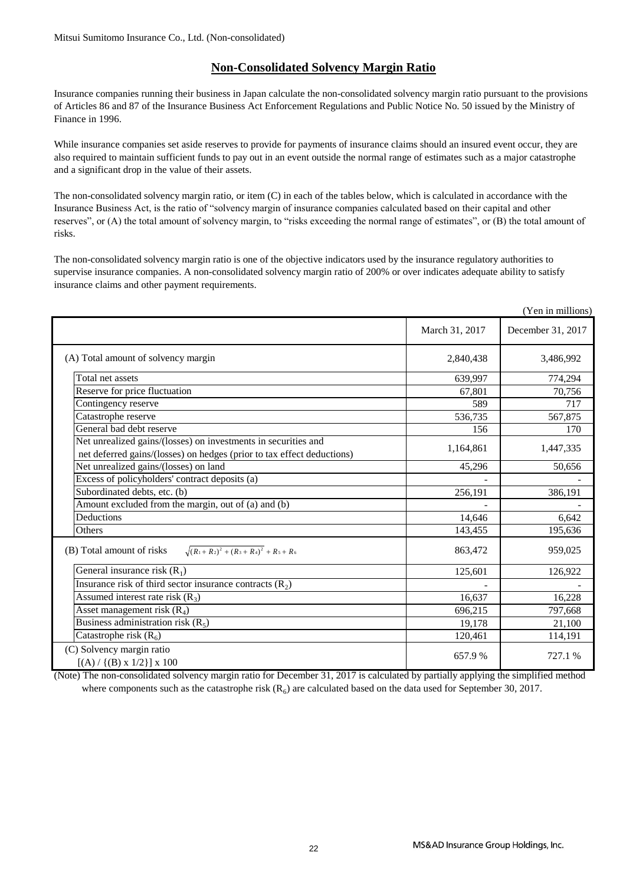Mitsui Sumitomo Insurance Co., Ltd. (Non-consolidated)

## Non-Consolidated Solvency Margin Ratio

Insurance companies running their business in Japan calculate the non-consolidated solvency margin ratio pursuant to the provisions of Articles 86 and 87 of the Insurance Business Act Enforcement Regulations and Public Notice No. 50 issued by the Ministry of Finance in 1996.

While insurance companies set aside reserves to provide for payments of insurance claims should an insured event occur, they are also required to maintain sufficient funds to pay out in an event outside the normal range of estimates such as a major catastrophe and a significant drop in the value of their assets.

The non-consolidated solvency margin ratio, or item (C) in each of the tables below, which is calculated in accordance with the Insurance Business Act, is the ratio of "solvency margin of insurance companies calculated based on their capital and other reserves", or (A) the total amount of solvency margin, to "risks exceeding the normal range of estimates", or (B) the total amount of risks.

The non-consolidated solvency margin ratio is one of the objective indicators used by the insurance regulatory authorities to supervise insurance companies. A non-consolidated solvency margin ratio of 200% or over indicates adequate ability to satisfy insurance claims and other payment requirements.

(Yen in millions)

| | March 31, 2017 | December 31, 2017 |
|---|---|---|
| (A) Total amount of solvency margin | 2,840,438 | 3,486,992 |
| Total net assets | 639,997 | 774,294 |
| Reserve for price fluctuation | 67,801 | 70,756 |
| Contingency reserve | 589 | 717 |
| Catastrophe reserve | 536,735 | 567,875 |
| General bad debt reserve | 156 | 170 |
| Net unrealized gains/(losses) on investments in securities and net deferred gains/(losses) on hedges (prior to tax effect deductions) | 1,164,861 | 1,447,335 |
| Net unrealized gains/(losses) on land | 45,296 | 50,656 |
| Excess of policyholders' contract deposits (a) | - | - |
| Subordinated debts, etc. (b) | 256,191 | 386,191 |
| Amount excluded from the margin, out of (a) and (b) | - | - |
| Deductions | 14,646 | 6,642 |
| Others | 143,455 | 195,636 |
| (B) Total amount of risks $\sqrt{(R_1+R_2)^2+(R_3+R_4)^2}+R_5+R_6$ | 863,472 | 959,025 |
| General insurance risk ($R_1$) | 125,601 | 126,922 |
| Insurance risk of third sector insurance contracts ($R_2$) | - | - |
| Assumed interest rate risk ($R_3$) | 16,637 | 16,228 |
| Asset management risk ($R_4$) | 696,215 | 797,668 |
| Business administration risk ($R_5$) | 19,178 | 21,100 |
| Catastrophe risk ($R_6$) | 120,461 | 114,191 |
| (C) Solvency margin ratio $[(A) / \{(B) \times 1/2\}] \times 100$ | 657.9 % | 727.1 % |

(Note) The non-consolidated solvency margin ratio for December 31, 2017 is calculated by partially applying the simplified method where components such as the catastrophe risk ($R_6$) are calculated based on the data used for September 30, 2017.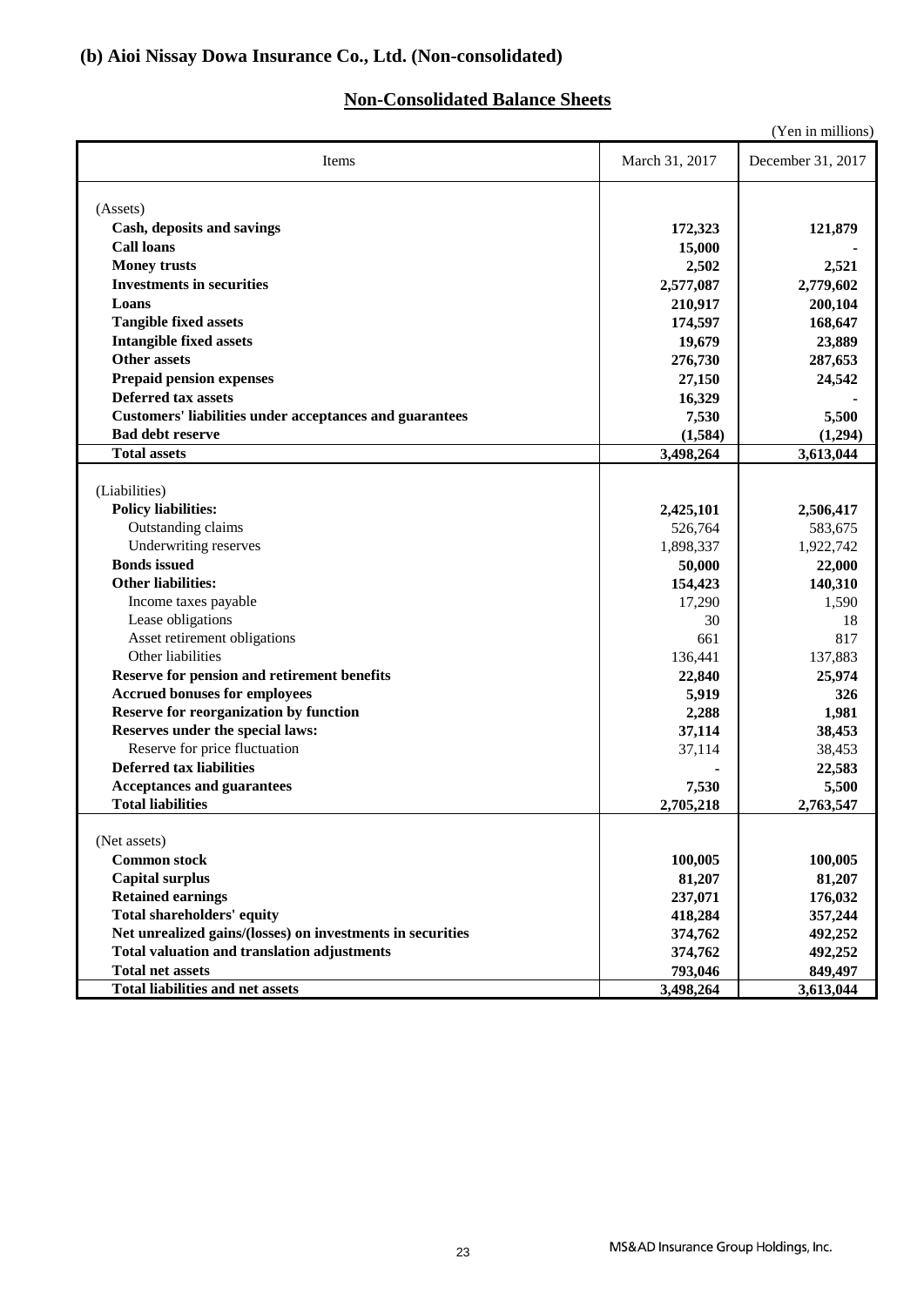### (b) Aioi Nissay Dowa Insurance Co., Ltd. (Non-consolidated)

## Non-Consolidated Balance Sheets

(Yen in millions)

| Items | March 31, 2017 | December 31, 2017 |
|---|---|---|
| (Assets) | | |
| **Cash, deposits and savings** | **172,323** | **121,879** |
| **Call loans** | **15,000** | **-** |
| **Money trusts** | **2,502** | **2,521** |
| **Investments in securities** | **2,577,087** | **2,779,602** |
| **Loans** | **210,917** | **200,104** |
| **Tangible fixed assets** | **174,597** | **168,647** |
| **Intangible fixed assets** | **19,679** | **23,889** |
| **Other assets** | **276,730** | **287,653** |
| **Prepaid pension expenses** | **27,150** | **24,542** |
| **Deferred tax assets** | **16,329** | **-** |
| **Customers' liabilities under acceptances and guarantees** | **7,530** | **5,500** |
| **Bad debt reserve** | **(1,584)** | **(1,294)** |
| **Total assets** | **3,498,264** | **3,613,044** |
| (Liabilities) | | |
| **Policy liabilities:** | **2,425,101** | **2,506,417** |
| Outstanding claims | 526,764 | 583,675 |
| Underwriting reserves | 1,898,337 | 1,922,742 |
| **Bonds issued** | **50,000** | **22,000** |
| **Other liabilities:** | **154,423** | **140,310** |
| Income taxes payable | 17,290 | 1,590 |
| Lease obligations | 30 | 18 |
| Asset retirement obligations | 661 | 817 |
| Other liabilities | 136,441 | 137,883 |
| **Reserve for pension and retirement benefits** | **22,840** | **25,974** |
| **Accrued bonuses for employees** | **5,919** | **326** |
| **Reserve for reorganization by function** | **2,288** | **1,981** |
| **Reserves under the special laws:** | **37,114** | **38,453** |
| Reserve for price fluctuation | 37,114 | 38,453 |
| **Deferred tax liabilities** | **-** | **22,583** |
| **Acceptances and guarantees** | **7,530** | **5,500** |
| **Total liabilities** | **2,705,218** | **2,763,547** |
| (Net assets) | | |
| **Common stock** | **100,005** | **100,005** |
| **Capital surplus** | **81,207** | **81,207** |
| **Retained earnings** | **237,071** | **176,032** |
| **Total shareholders' equity** | **418,284** | **357,244** |
| **Net unrealized gains/(losses) on investments in securities** | **374,762** | **492,252** |
| **Total valuation and translation adjustments** | **374,762** | **492,252** |
| **Total net assets** | **793,046** | **849,497** |
| **Total liabilities and net assets** | **3,498,264** | **3,613,044** |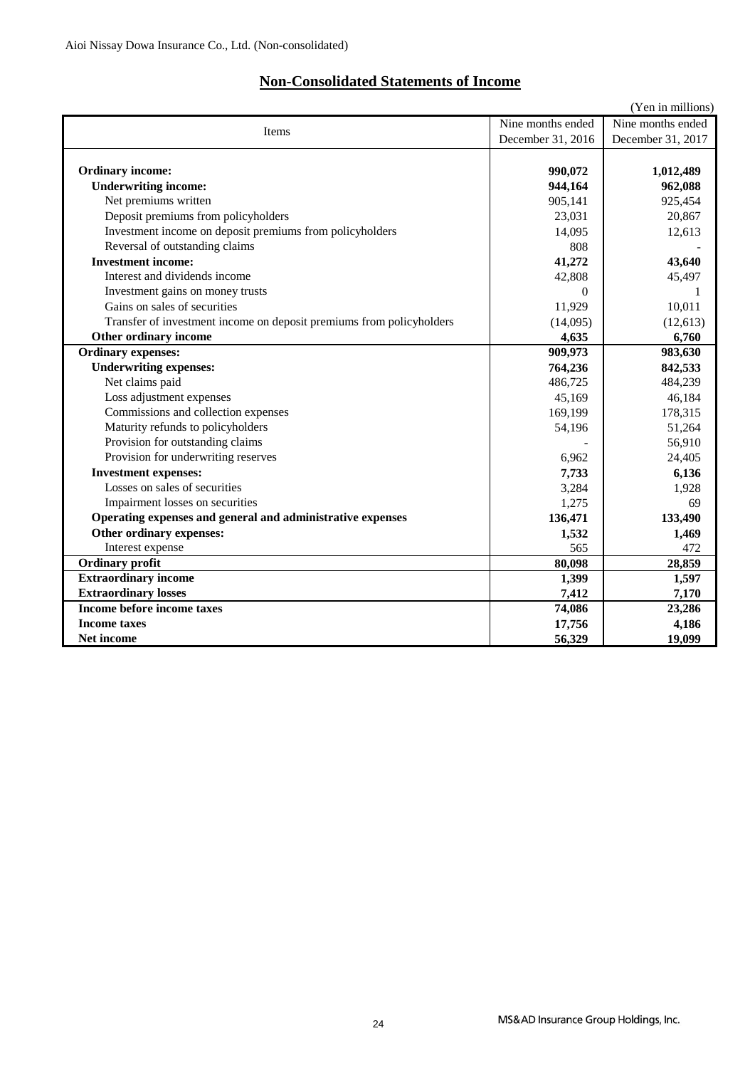Aioi Nissay Dowa Insurance Co., Ltd. (Non-consolidated)

## Non-Consolidated Statements of Income

(Yen in millions)

| Items | Nine months ended December 31, 2016 | Nine months ended December 31, 2017 |
|---|---|---|
| **Ordinary income:** | **990,072** | **1,012,489** |
| **Underwriting income:** | **944,164** | **962,088** |
| Net premiums written | 905,141 | 925,454 |
| Deposit premiums from policyholders | 23,031 | 20,867 |
| Investment income on deposit premiums from policyholders | 14,095 | 12,613 |
| Reversal of outstanding claims | 808 | - |
| **Investment income:** | **41,272** | **43,640** |
| Interest and dividends income | 42,808 | 45,497 |
| Investment gains on money trusts | 0 | 1 |
| Gains on sales of securities | 11,929 | 10,011 |
| Transfer of investment income on deposit premiums from policyholders | (14,095) | (12,613) |
| **Other ordinary income** | **4,635** | **6,760** |
| **Ordinary expenses:** | **909,973** | **983,630** |
| **Underwriting expenses:** | **764,236** | **842,533** |
| Net claims paid | 486,725 | 484,239 |
| Loss adjustment expenses | 45,169 | 46,184 |
| Commissions and collection expenses | 169,199 | 178,315 |
| Maturity refunds to policyholders | 54,196 | 51,264 |
| Provision for outstanding claims | - | 56,910 |
| Provision for underwriting reserves | 6,962 | 24,405 |
| **Investment expenses:** | **7,733** | **6,136** |
| Losses on sales of securities | 3,284 | 1,928 |
| Impairment losses on securities | 1,275 | 69 |
| **Operating expenses and general and administrative expenses** | **136,471** | **133,490** |
| **Other ordinary expenses:** | **1,532** | **1,469** |
| Interest expense | 565 | 472 |
| **Ordinary profit** | **80,098** | **28,859** |
| **Extraordinary income** | **1,399** | **1,597** |
| **Extraordinary losses** | **7,412** | **7,170** |
| **Income before income taxes** | **74,086** | **23,286** |
| **Income taxes** | **17,756** | **4,186** |
| **Net income** | **56,329** | **19,099** |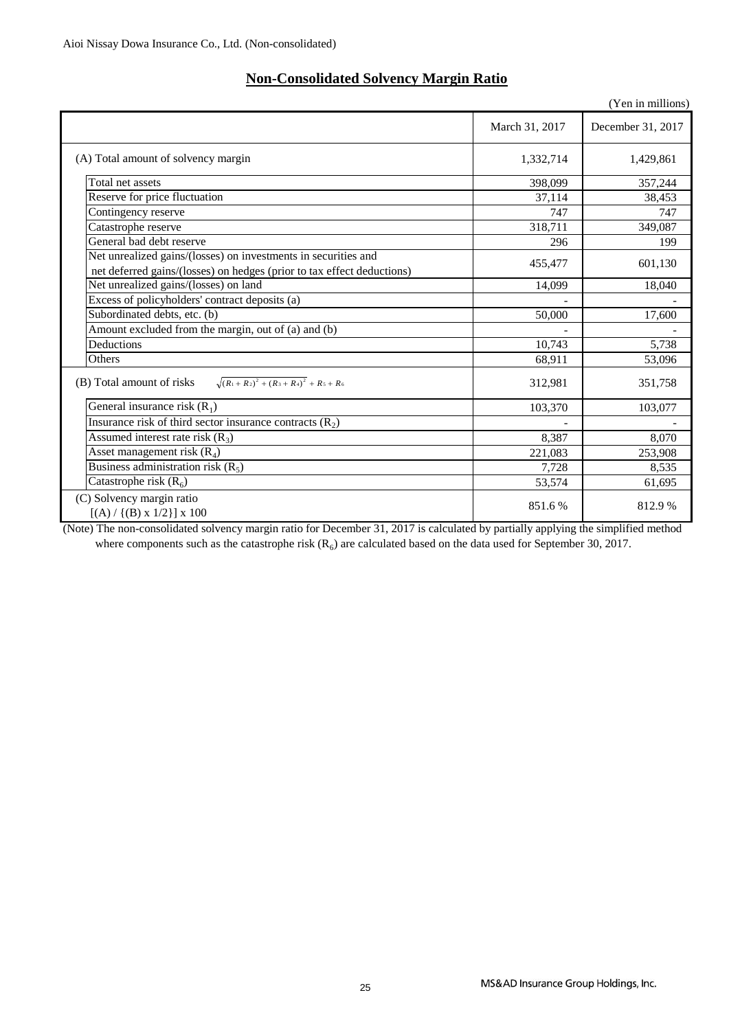Aioi Nissay Dowa Insurance Co., Ltd. (Non-consolidated)

## Non-Consolidated Solvency Margin Ratio

(Yen in millions)

| | March 31, 2017 | December 31, 2017 |
|---|---|---|
| (A) Total amount of solvency margin | 1,332,714 | 1,429,861 |
| Total net assets | 398,099 | 357,244 |
| Reserve for price fluctuation | 37,114 | 38,453 |
| Contingency reserve | 747 | 747 |
| Catastrophe reserve | 318,711 | 349,087 |
| General bad debt reserve | 296 | 199 |
| Net unrealized gains/(losses) on investments in securities and net deferred gains/(losses) on hedges (prior to tax effect deductions) | 455,477 | 601,130 |
| Net unrealized gains/(losses) on land | 14,099 | 18,040 |
| Excess of policyholders' contract deposits (a) | - | - |
| Subordinated debts, etc. (b) | 50,000 | 17,600 |
| Amount excluded from the margin, out of (a) and (b) | - | - |
| Deductions | 10,743 | 5,738 |
| Others | 68,911 | 53,096 |
| (B) Total amount of risks $\sqrt{(R_1+R_2)^2+(R_3+R_4)^2}+R_5+R_6$ | 312,981 | 351,758 |
| General insurance risk ($R_1$) | 103,370 | 103,077 |
| Insurance risk of third sector insurance contracts ($R_2$) | - | - |
| Assumed interest rate risk ($R_3$) | 8,387 | 8,070 |
| Asset management risk ($R_4$) | 221,083 | 253,908 |
| Business administration risk ($R_5$) | 7,728 | 8,535 |
| Catastrophe risk ($R_6$) | 53,574 | 61,695 |
| (C) Solvency margin ratio [(A) / {(B) x 1/2}] x 100 | 851.6 % | 812.9 % |

(Note) The non-consolidated solvency margin ratio for December 31, 2017 is calculated by partially applying the simplified method where components such as the catastrophe risk ($R_6$) are calculated based on the data used for September 30, 2017.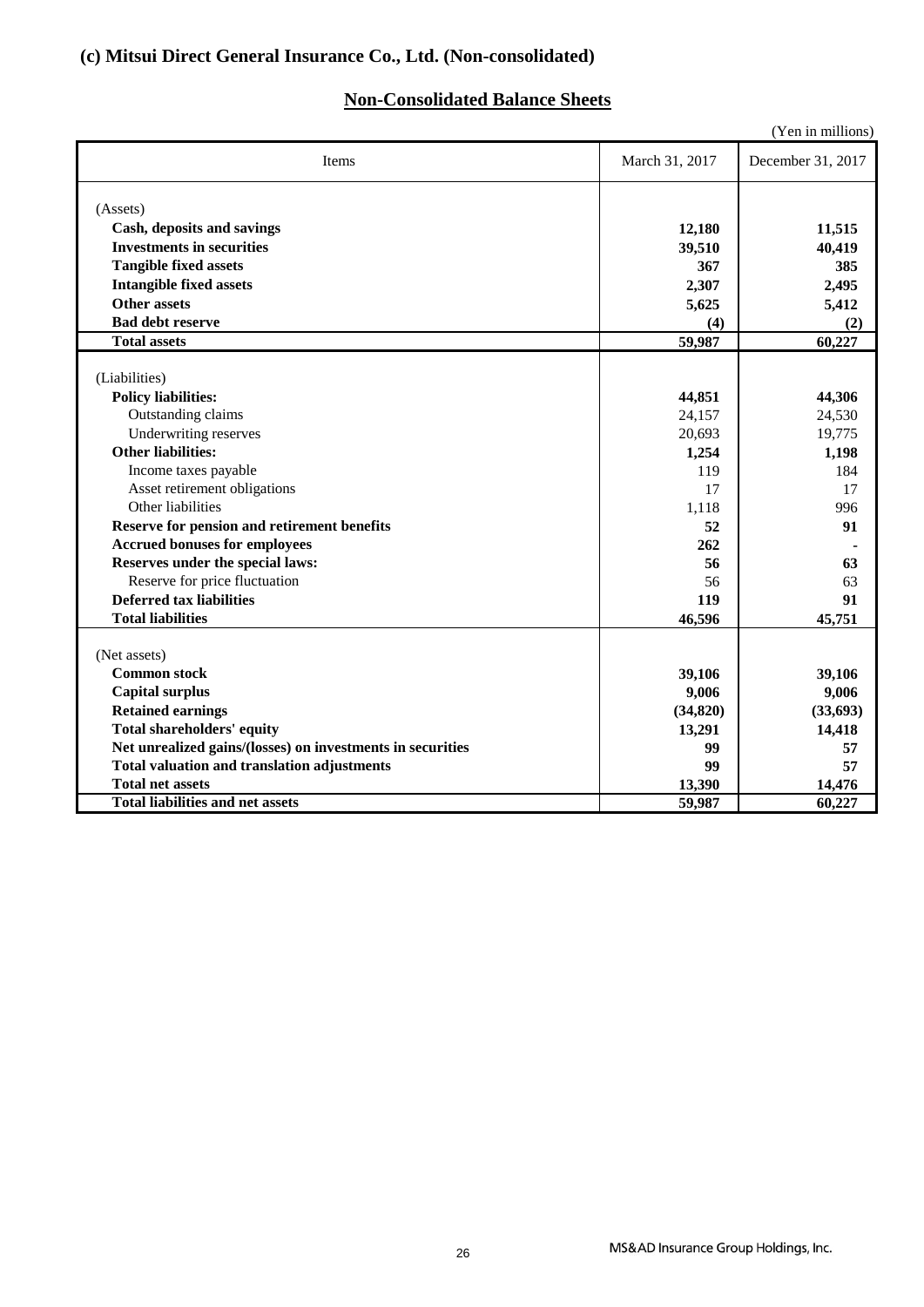### (c) Mitsui Direct General Insurance Co., Ltd. (Non-consolidated)

## Non-Consolidated Balance Sheets

(Yen in millions)

| Items | March 31, 2017 | December 31, 2017 |
|---|---|---|
| (Assets) | | |
| **Cash, deposits and savings** | **12,180** | **11,515** |
| **Investments in securities** | **39,510** | **40,419** |
| **Tangible fixed assets** | **367** | **385** |
| **Intangible fixed assets** | **2,307** | **2,495** |
| **Other assets** | **5,625** | **5,412** |
| **Bad debt reserve** | **(4)** | **(2)** |
| **Total assets** | **59,987** | **60,227** |
| (Liabilities) | | |
| **Policy liabilities:** | **44,851** | **44,306** |
| Outstanding claims | 24,157 | 24,530 |
| Underwriting reserves | 20,693 | 19,775 |
| **Other liabilities:** | **1,254** | **1,198** |
| Income taxes payable | 119 | 184 |
| Asset retirement obligations | 17 | 17 |
| Other liabilities | 1,118 | 996 |
| **Reserve for pension and retirement benefits** | **52** | **91** |
| **Accrued bonuses for employees** | **262** | **-** |
| **Reserves under the special laws:** | **56** | **63** |
| Reserve for price fluctuation | 56 | 63 |
| **Deferred tax liabilities** | **119** | **91** |
| **Total liabilities** | **46,596** | **45,751** |
| (Net assets) | | |
| **Common stock** | **39,106** | **39,106** |
| **Capital surplus** | **9,006** | **9,006** |
| **Retained earnings** | **(34,820)** | **(33,693)** |
| **Total shareholders' equity** | **13,291** | **14,418** |
| **Net unrealized gains/(losses) on investments in securities** | **99** | **57** |
| **Total valuation and translation adjustments** | **99** | **57** |
| **Total net assets** | **13,390** | **14,476** |
| **Total liabilities and net assets** | **59,987** | **60,227** |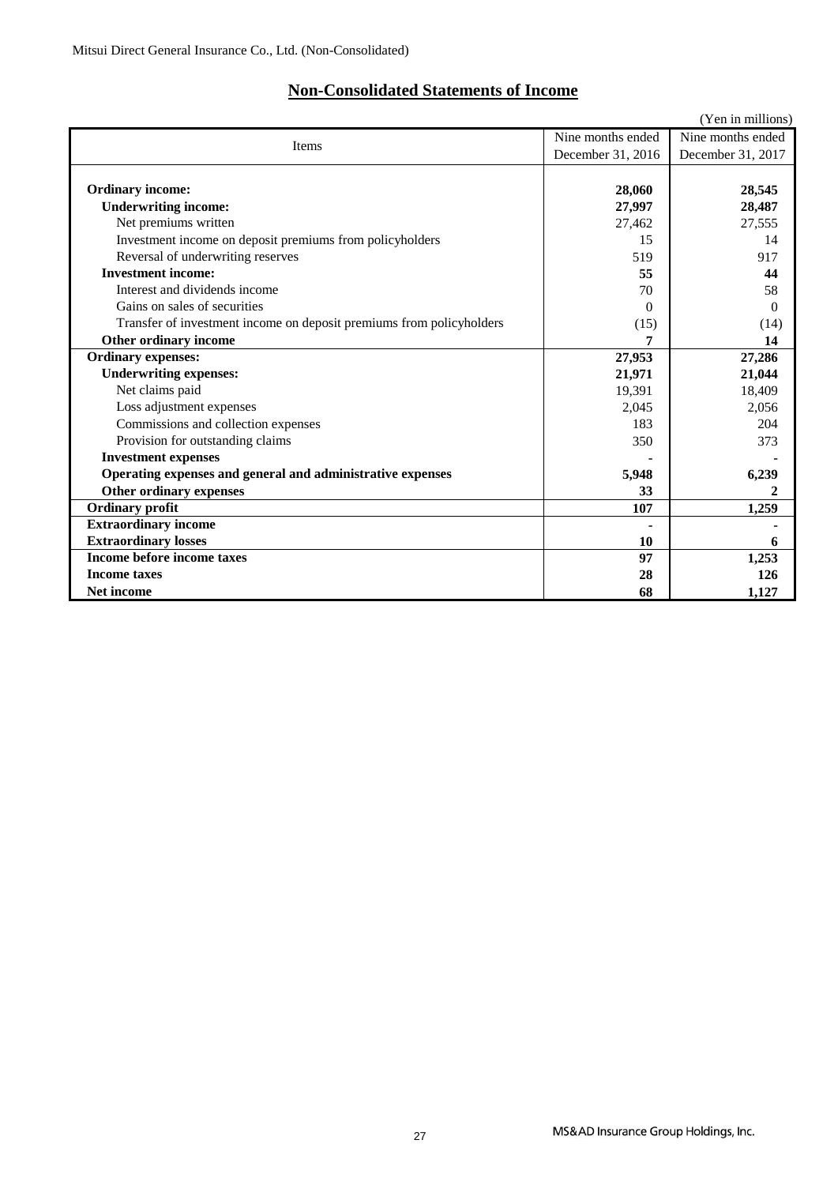Mitsui Direct General Insurance Co., Ltd. (Non-Consolidated)

## Non-Consolidated Statements of Income

(Yen in millions)

| Items | Nine months ended December 31, 2016 | Nine months ended December 31, 2017 |
|---|---|---|
| **Ordinary income:** | **28,060** | **28,545** |
| **Underwriting income:** | **27,997** | **28,487** |
| Net premiums written | 27,462 | 27,555 |
| Investment income on deposit premiums from policyholders | 15 | 14 |
| Reversal of underwriting reserves | 519 | 917 |
| **Investment income:** | **55** | **44** |
| Interest and dividends income | 70 | 58 |
| Gains on sales of securities | 0 | 0 |
| Transfer of investment income on deposit premiums from policyholders | (15) | (14) |
| **Other ordinary income** | **7** | **14** |
| **Ordinary expenses:** | **27,953** | **27,286** |
| **Underwriting expenses:** | **21,971** | **21,044** |
| Net claims paid | 19,391 | 18,409 |
| Loss adjustment expenses | 2,045 | 2,056 |
| Commissions and collection expenses | 183 | 204 |
| Provision for outstanding claims | 350 | 373 |
| **Investment expenses** | **-** | **-** |
| **Operating expenses and general and administrative expenses** | **5,948** | **6,239** |
| **Other ordinary expenses** | **33** | **2** |
| **Ordinary profit** | **107** | **1,259** |
| **Extraordinary income** | **-** | **-** |
| **Extraordinary losses** | **10** | **6** |
| **Income before income taxes** | **97** | **1,253** |
| **Income taxes** | **28** | **126** |
| **Net income** | **68** | **1,127** |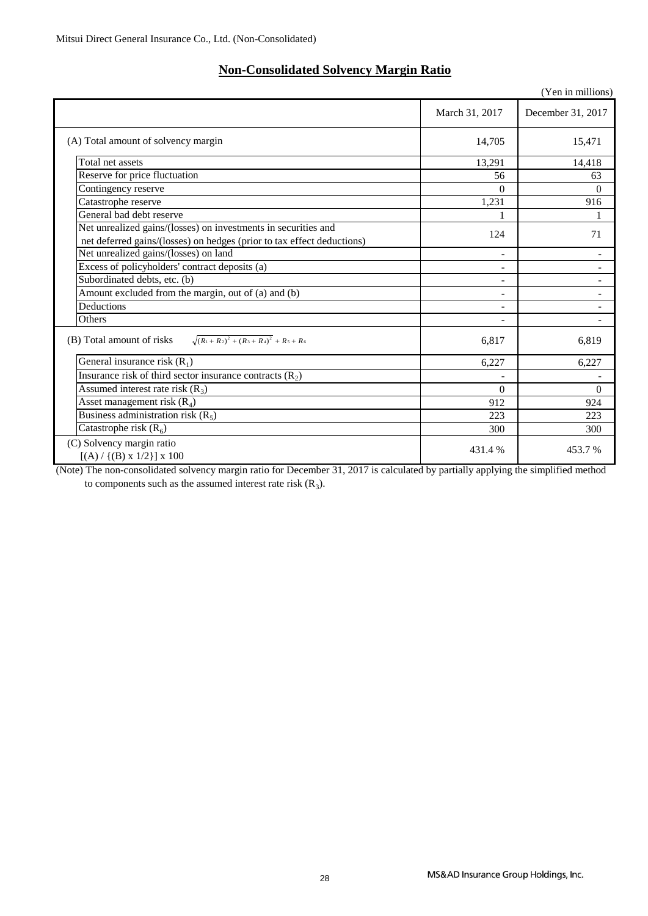Mitsui Direct General Insurance Co., Ltd. (Non-Consolidated)

## Non-Consolidated Solvency Margin Ratio

(Yen in millions)

| | March 31, 2017 | December 31, 2017 |
|---|---|---|
| (A) Total amount of solvency margin | 14,705 | 15,471 |
| Total net assets | 13,291 | 14,418 |
| Reserve for price fluctuation | 56 | 63 |
| Contingency reserve | 0 | 0 |
| Catastrophe reserve | 1,231 | 916 |
| General bad debt reserve | 1 | 1 |
| Net unrealized gains/(losses) on investments in securities and net deferred gains/(losses) on hedges (prior to tax effect deductions) | 124 | 71 |
| Net unrealized gains/(losses) on land | - | - |
| Excess of policyholders' contract deposits (a) | - | - |
| Subordinated debts, etc. (b) | - | - |
| Amount excluded from the margin, out of (a) and (b) | - | - |
| Deductions | - | - |
| Others | - | - |
| (B) Total amount of risks $\sqrt{(R_1+R_2)^2+(R_3+R_4)^2}+R_5+R_6$ | 6,817 | 6,819 |
| General insurance risk ($R_1$) | 6,227 | 6,227 |
| Insurance risk of third sector insurance contracts ($R_2$) | - | - |
| Assumed interest rate risk ($R_3$) | 0 | 0 |
| Asset management risk ($R_4$) | 912 | 924 |
| Business administration risk ($R_5$) | 223 | 223 |
| Catastrophe risk ($R_6$) | 300 | 300 |
| (C) Solvency margin ratio [(A) / {(B) x 1/2}] x 100 | 431.4 % | 453.7 % |

(Note) The non-consolidated solvency margin ratio for December 31, 2017 is calculated by partially applying the simplified method to components such as the assumed interest rate risk ($R_3$).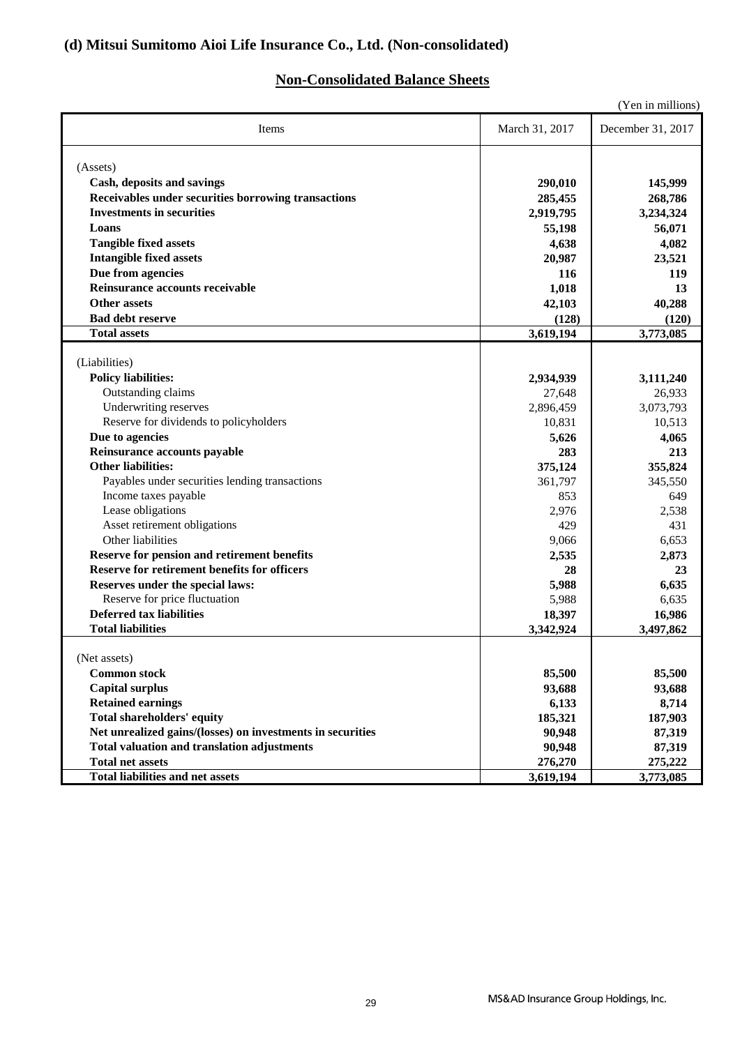## (d) Mitsui Sumitomo Aioi Life Insurance Co., Ltd. (Non-consolidated)

### Non-Consolidated Balance Sheets

(Yen in millions)

| Items | March 31, 2017 | December 31, 2017 |
|---|---|---|
| (Assets) | | |
| **Cash, deposits and savings** | **290,010** | **145,999** |
| **Receivables under securities borrowing transactions** | **285,455** | **268,786** |
| **Investments in securities** | **2,919,795** | **3,234,324** |
| **Loans** | **55,198** | **56,071** |
| **Tangible fixed assets** | **4,638** | **4,082** |
| **Intangible fixed assets** | **20,987** | **23,521** |
| **Due from agencies** | **116** | **119** |
| **Reinsurance accounts receivable** | **1,018** | **13** |
| **Other assets** | **42,103** | **40,288** |
| **Bad debt reserve** | **(128)** | **(120)** |
| **Total assets** | **3,619,194** | **3,773,085** |
| (Liabilities) | | |
| **Policy liabilities:** | **2,934,939** | **3,111,240** |
| Outstanding claims | 27,648 | 26,933 |
| Underwriting reserves | 2,896,459 | 3,073,793 |
| Reserve for dividends to policyholders | 10,831 | 10,513 |
| **Due to agencies** | **5,626** | **4,065** |
| **Reinsurance accounts payable** | **283** | **213** |
| **Other liabilities:** | **375,124** | **355,824** |
| Payables under securities lending transactions | 361,797 | 345,550 |
| Income taxes payable | 853 | 649 |
| Lease obligations | 2,976 | 2,538 |
| Asset retirement obligations | 429 | 431 |
| Other liabilities | 9,066 | 6,653 |
| **Reserve for pension and retirement benefits** | **2,535** | **2,873** |
| **Reserve for retirement benefits for officers** | **28** | **23** |
| **Reserves under the special laws:** | **5,988** | **6,635** |
| Reserve for price fluctuation | 5,988 | 6,635 |
| **Deferred tax liabilities** | **18,397** | **16,986** |
| **Total liabilities** | **3,342,924** | **3,497,862** |
| (Net assets) | | |
| **Common stock** | **85,500** | **85,500** |
| **Capital surplus** | **93,688** | **93,688** |
| **Retained earnings** | **6,133** | **8,714** |
| **Total shareholders' equity** | **185,321** | **187,903** |
| **Net unrealized gains/(losses) on investments in securities** | **90,948** | **87,319** |
| **Total valuation and translation adjustments** | **90,948** | **87,319** |
| **Total net assets** | **276,270** | **275,222** |
| **Total liabilities and net assets** | **3,619,194** | **3,773,085** |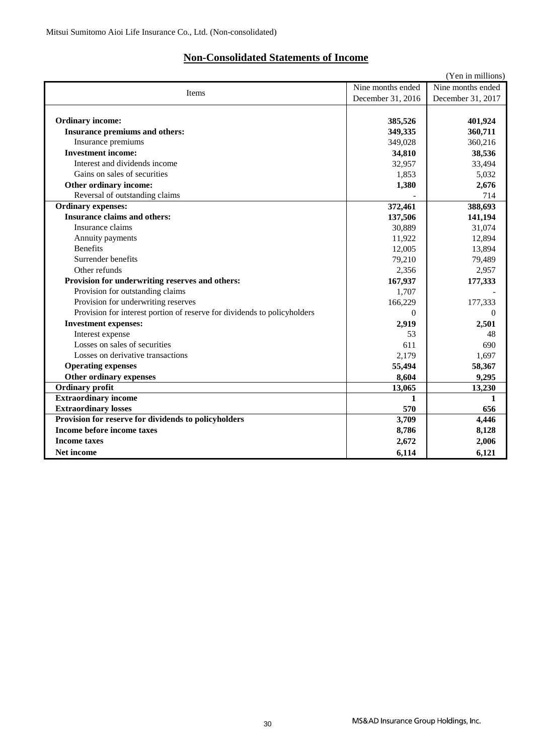Mitsui Sumitomo Aioi Life Insurance Co., Ltd. (Non-consolidated)

## Non-Consolidated Statements of Income

(Yen in millions)

| Items | Nine months ended December 31, 2016 | Nine months ended December 31, 2017 |
|---|---|---|
| **Ordinary income:** | **385,526** | **401,924** |
| **Insurance premiums and others:** | **349,335** | **360,711** |
| Insurance premiums | 349,028 | 360,216 |
| **Investment income:** | **34,810** | **38,536** |
| Interest and dividends income | 32,957 | 33,494 |
| Gains on sales of securities | 1,853 | 5,032 |
| **Other ordinary income:** | **1,380** | **2,676** |
| Reversal of outstanding claims | - | 714 |
| **Ordinary expenses:** | **372,461** | **388,693** |
| **Insurance claims and others:** | **137,506** | **141,194** |
| Insurance claims | 30,889 | 31,074 |
| Annuity payments | 11,922 | 12,894 |
| Benefits | 12,005 | 13,894 |
| Surrender benefits | 79,210 | 79,489 |
| Other refunds | 2,356 | 2,957 |
| **Provision for underwriting reserves and others:** | **167,937** | **177,333** |
| Provision for outstanding claims | 1,707 | - |
| Provision for underwriting reserves | 166,229 | 177,333 |
| Provision for interest portion of reserve for dividends to policyholders | 0 | 0 |
| **Investment expenses:** | **2,919** | **2,501** |
| Interest expense | 53 | 48 |
| Losses on sales of securities | 611 | 690 |
| Losses on derivative transactions | 2,179 | 1,697 |
| **Operating expenses** | **55,494** | **58,367** |
| **Other ordinary expenses** | **8,604** | **9,295** |
| **Ordinary profit** | **13,065** | **13,230** |
| **Extraordinary income** | **1** | **1** |
| **Extraordinary losses** | **570** | **656** |
| **Provision for reserve for dividends to policyholders** | **3,709** | **4,446** |
| **Income before income taxes** | **8,786** | **8,128** |
| **Income taxes** | **2,672** | **2,006** |
| **Net income** | **6,114** | **6,121** |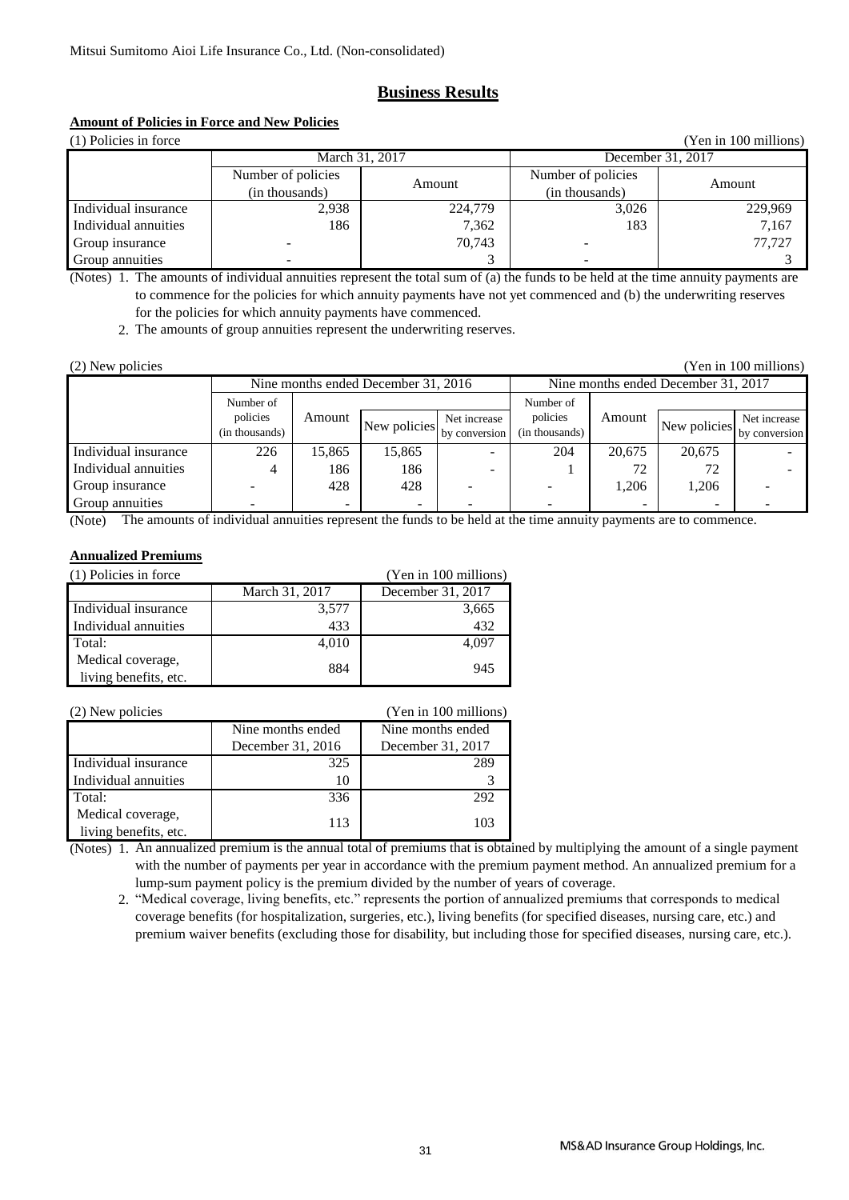Mitsui Sumitomo Aioi Life Insurance Co., Ltd. (Non-consolidated)

# Business Results

## Amount of Policies in Force and New Policies

(1) Policies in force (Yen in 100 millions)

| | March 31, 2017 | | December 31, 2017 | |
|---|---|---|---|---|
| | Number of policies (in thousands) | Amount | Number of policies (in thousands) | Amount |
| Individual insurance | 2,938 | 224,779 | 3,026 | 229,969 |
| Individual annuities | 186 | 7,362 | 183 | 7,167 |
| Group insurance | - | 70,743 | - | 77,727 |
| Group annuities | - | 3 | - | 3 |

(Notes) 1. The amounts of individual annuities represent the total sum of (a) the funds to be held at the time annuity payments are to commence for the policies for which annuity payments have not yet commenced and (b) the underwriting reserves for the policies for which annuity payments have commenced.

2. The amounts of group annuities represent the underwriting reserves.

(2) New policies (Yen in 100 millions)

| | Nine months ended December 31, 2016 | | | | Nine months ended December 31, 2017 | | | |
|---|---|---|---|---|---|---|---|---|
| | Number of policies (in thousands) | Amount | New policies | Net increase by conversion | Number of policies (in thousands) | Amount | New policies | Net increase by conversion |
| Individual insurance | 226 | 15,865 | 15,865 | - | 204 | 20,675 | 20,675 | - |
| Individual annuities | 4 | 186 | 186 | - | 1 | 72 | 72 | - |
| Group insurance | - | 428 | 428 | - | - | 1,206 | 1,206 | - |
| Group annuities | - | - | - | - | - | - | - | - |

(Note) The amounts of individual annuities represent the funds to be held at the time annuity payments are to commence.

## Annualized Premiums

(1) Policies in force (Yen in 100 millions)

| | March 31, 2017 | December 31, 2017 |
|---|---|---|
| Individual insurance | 3,577 | 3,665 |
| Individual annuities | 433 | 432 |
| Total: | 4,010 | 4,097 |
| Medical coverage, living benefits, etc. | 884 | 945 |

(2) New policies (Yen in 100 millions)

| | Nine months ended December 31, 2016 | Nine months ended December 31, 2017 |
|---|---|---|
| Individual insurance | 325 | 289 |
| Individual annuities | 10 | 3 |
| Total: | 336 | 292 |
| Medical coverage, living benefits, etc. | 113 | 103 |

(Notes) 1. An annualized premium is the annual total of premiums that is obtained by multiplying the amount of a single payment with the number of payments per year in accordance with the premium payment method. An annualized premium for a lump-sum payment policy is the premium divided by the number of years of coverage.

2. "Medical coverage, living benefits, etc." represents the portion of annualized premiums that corresponds to medical coverage benefits (for hospitalization, surgeries, etc.), living benefits (for specified diseases, nursing care, etc.) and premium waiver benefits (excluding those for disability, but including those for specified diseases, nursing care, etc.).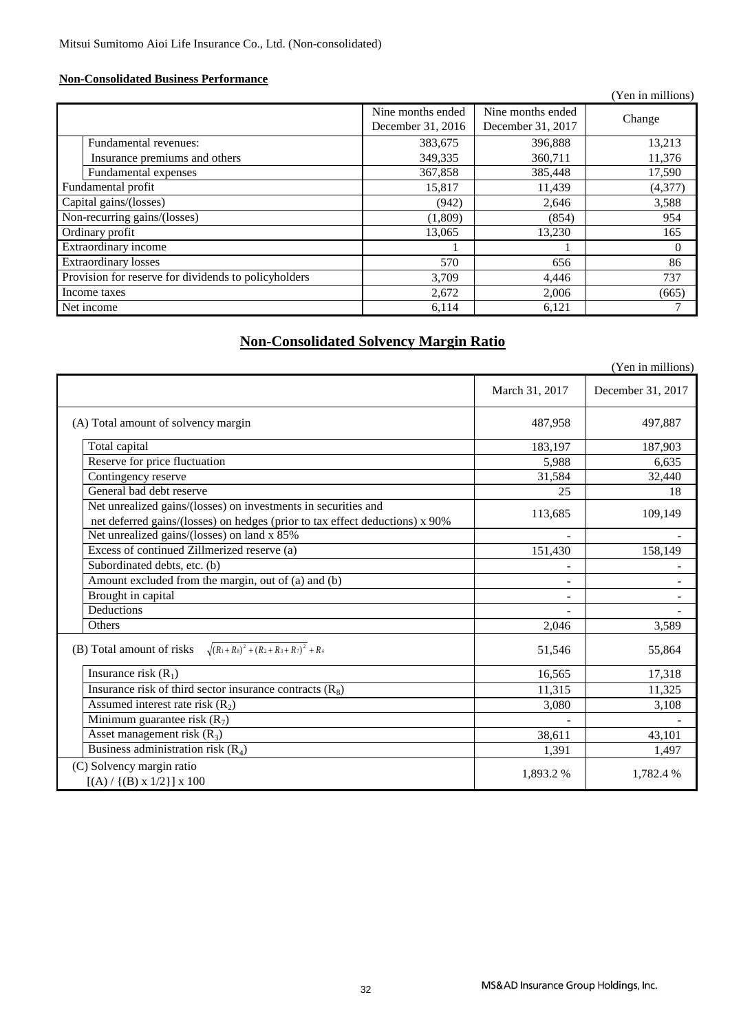Mitsui Sumitomo Aioi Life Insurance Co., Ltd. (Non-consolidated)

**Non-Consolidated Business Performance**

(Yen in millions)

| | Nine months ended December 31, 2016 | Nine months ended December 31, 2017 | Change |
|---|---|---|---|
| Fundamental revenues: | 383,675 | 396,888 | 13,213 |
| Insurance premiums and others | 349,335 | 360,711 | 11,376 |
| Fundamental expenses | 367,858 | 385,448 | 17,590 |
| Fundamental profit | 15,817 | 11,439 | (4,377) |
| Capital gains/(losses) | (942) | 2,646 | 3,588 |
| Non-recurring gains/(losses) | (1,809) | (854) | 954 |
| Ordinary profit | 13,065 | 13,230 | 165 |
| Extraordinary income | 1 | 1 | 0 |
| Extraordinary losses | 570 | 656 | 86 |
| Provision for reserve for dividends to policyholders | 3,709 | 4,446 | 737 |
| Income taxes | 2,672 | 2,006 | (665) |
| Net income | 6,114 | 6,121 | 7 |

## Non-Consolidated Solvency Margin Ratio

(Yen in millions)

| | March 31, 2017 | December 31, 2017 |
|---|---|---|
| (A) Total amount of solvency margin | 487,958 | 497,887 |
| Total capital | 183,197 | 187,903 |
| Reserve for price fluctuation | 5,988 | 6,635 |
| Contingency reserve | 31,584 | 32,440 |
| General bad debt reserve | 25 | 18 |
| Net unrealized gains/(losses) on investments in securities and net deferred gains/(losses) on hedges (prior to tax effect deductions) x 90% | 113,685 | 109,149 |
| Net unrealized gains/(losses) on land x 85% | - | - |
| Excess of continued Zillmerized reserve (a) | 151,430 | 158,149 |
| Subordinated debts, etc. (b) | - | - |
| Amount excluded from the margin, out of (a) and (b) | - | - |
| Brought in capital | - | - |
| Deductions | - | - |
| Others | 2,046 | 3,589 |
| (B) Total amount of risks $\sqrt{(R_1+R_8)^2+(R_2+R_3+R_7)^2}+R_4$ | 51,546 | 55,864 |
| Insurance risk ($R_1$) | 16,565 | 17,318 |
| Insurance risk of third sector insurance contracts ($R_8$) | 11,315 | 11,325 |
| Assumed interest rate risk ($R_2$) | 3,080 | 3,108 |
| Minimum guarantee risk ($R_7$) | - | - |
| Asset management risk ($R_3$) | 38,611 | 43,101 |
| Business administration risk ($R_4$) | 1,391 | 1,497 |
| (C) Solvency margin ratio [(A) / {(B) x 1/2}] x 100 | 1,893.2 % | 1,782.4 % |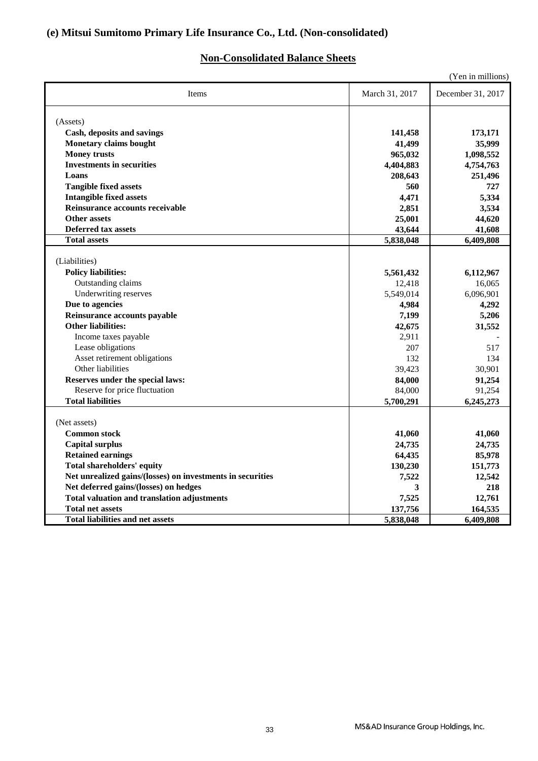## (e) Mitsui Sumitomo Primary Life Insurance Co., Ltd. (Non-consolidated)

### Non-Consolidated Balance Sheets

(Yen in millions)

| Items | March 31, 2017 | December 31, 2017 |
|---|---|---|
| (Assets) | | |
| **Cash, deposits and savings** | **141,458** | **173,171** |
| **Monetary claims bought** | **41,499** | **35,999** |
| **Money trusts** | **965,032** | **1,098,552** |
| **Investments in securities** | **4,404,883** | **4,754,763** |
| **Loans** | **208,643** | **251,496** |
| **Tangible fixed assets** | **560** | **727** |
| **Intangible fixed assets** | **4,471** | **5,334** |
| **Reinsurance accounts receivable** | **2,851** | **3,534** |
| **Other assets** | **25,001** | **44,620** |
| **Deferred tax assets** | **43,644** | **41,608** |
| **Total assets** | **5,838,048** | **6,409,808** |
| (Liabilities) | | |
| **Policy liabilities:** | **5,561,432** | **6,112,967** |
| Outstanding claims | 12,418 | 16,065 |
| Underwriting reserves | 5,549,014 | 6,096,901 |
| **Due to agencies** | **4,984** | **4,292** |
| **Reinsurance accounts payable** | **7,199** | **5,206** |
| **Other liabilities:** | **42,675** | **31,552** |
| Income taxes payable | 2,911 | - |
| Lease obligations | 207 | 517 |
| Asset retirement obligations | 132 | 134 |
| Other liabilities | 39,423 | 30,901 |
| **Reserves under the special laws:** | **84,000** | **91,254** |
| Reserve for price fluctuation | 84,000 | 91,254 |
| **Total liabilities** | **5,700,291** | **6,245,273** |
| (Net assets) | | |
| **Common stock** | **41,060** | **41,060** |
| **Capital surplus** | **24,735** | **24,735** |
| **Retained earnings** | **64,435** | **85,978** |
| **Total shareholders' equity** | **130,230** | **151,773** |
| **Net unrealized gains/(losses) on investments in securities** | **7,522** | **12,542** |
| **Net deferred gains/(losses) on hedges** | **3** | **218** |
| **Total valuation and translation adjustments** | **7,525** | **12,761** |
| **Total net assets** | **137,756** | **164,535** |
| **Total liabilities and net assets** | **5,838,048** | **6,409,808** |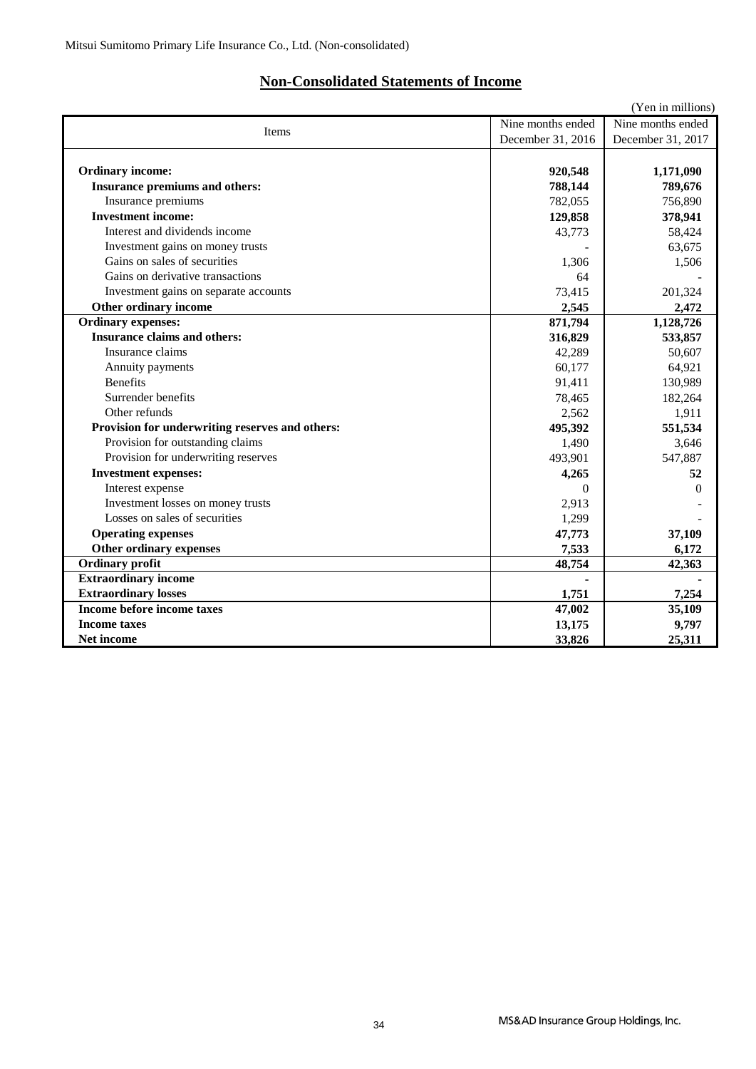Mitsui Sumitomo Primary Life Insurance Co., Ltd. (Non-consolidated)

## Non-Consolidated Statements of Income

(Yen in millions)

| Items | Nine months ended December 31, 2016 | Nine months ended December 31, 2017 |
|---|---|---|
| **Ordinary income:** | **920,548** | **1,171,090** |
| **Insurance premiums and others:** | **788,144** | **789,676** |
| Insurance premiums | 782,055 | 756,890 |
| **Investment income:** | **129,858** | **378,941** |
| Interest and dividends income | 43,773 | 58,424 |
| Investment gains on money trusts | - | 63,675 |
| Gains on sales of securities | 1,306 | 1,506 |
| Gains on derivative transactions | 64 | - |
| Investment gains on separate accounts | 73,415 | 201,324 |
| **Other ordinary income** | **2,545** | **2,472** |
| **Ordinary expenses:** | **871,794** | **1,128,726** |
| **Insurance claims and others:** | **316,829** | **533,857** |
| Insurance claims | 42,289 | 50,607 |
| Annuity payments | 60,177 | 64,921 |
| Benefits | 91,411 | 130,989 |
| Surrender benefits | 78,465 | 182,264 |
| Other refunds | 2,562 | 1,911 |
| **Provision for underwriting reserves and others:** | **495,392** | **551,534** |
| Provision for outstanding claims | 1,490 | 3,646 |
| Provision for underwriting reserves | 493,901 | 547,887 |
| **Investment expenses:** | **4,265** | **52** |
| Interest expense | 0 | 0 |
| Investment losses on money trusts | 2,913 | - |
| Losses on sales of securities | 1,299 | - |
| **Operating expenses** | **47,773** | **37,109** |
| **Other ordinary expenses** | **7,533** | **6,172** |
| **Ordinary profit** | **48,754** | **42,363** |
| **Extraordinary income** | - | - |
| **Extraordinary losses** | **1,751** | **7,254** |
| **Income before income taxes** | **47,002** | **35,109** |
| **Income taxes** | **13,175** | **9,797** |
| **Net income** | **33,826** | **25,311** |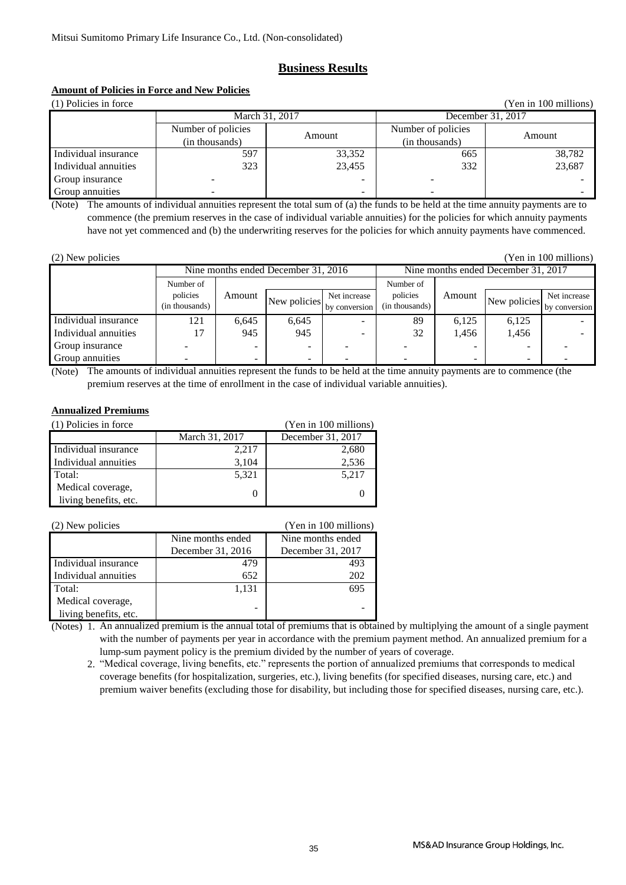Mitsui Sumitomo Primary Life Insurance Co., Ltd. (Non-consolidated)

# Business Results

## Amount of Policies in Force and New Policies

(1) Policies in force (Yen in 100 millions)

| | March 31, 2017 | | December 31, 2017 | |
|---|---|---|---|---|
| | Number of policies (in thousands) | Amount | Number of policies (in thousands) | Amount |
| Individual insurance | 597 | 33,352 | 665 | 38,782 |
| Individual annuities | 323 | 23,455 | 332 | 23,687 |
| Group insurance | - | - | - | - |
| Group annuities | - | - | - | - |

(Note) The amounts of individual annuities represent the total sum of (a) the funds to be held at the time annuity payments are to commence (the premium reserves in the case of individual variable annuities) for the policies for which annuity payments have not yet commenced and (b) the underwriting reserves for the policies for which annuity payments have commenced.

(2) New policies (Yen in 100 millions)

| | Nine months ended December 31, 2016 | | | | Nine months ended December 31, 2017 | | | |
|---|---|---|---|---|---|---|---|---|
| | Number of policies (in thousands) | Amount | New policies | Net increase by conversion | Number of policies (in thousands) | Amount | New policies | Net increase by conversion |
| Individual insurance | 121 | 6,645 | 6,645 | - | 89 | 6,125 | 6,125 | - |
| Individual annuities | 17 | 945 | 945 | - | 32 | 1,456 | 1,456 | - |
| Group insurance | - | - | - | - | - | - | - | - |
| Group annuities | - | - | - | - | - | - | - | - |

(Note) The amounts of individual annuities represent the funds to be held at the time annuity payments are to commence (the premium reserves at the time of enrollment in the case of individual variable annuities).

## Annualized Premiums

(1) Policies in force (Yen in 100 millions)

| | March 31, 2017 | December 31, 2017 |
|---|---|---|
| Individual insurance | 2,217 | 2,680 |
| Individual annuities | 3,104 | 2,536 |
| Total: | 5,321 | 5,217 |
| Medical coverage, living benefits, etc. | 0 | 0 |

(2) New policies (Yen in 100 millions)

| | Nine months ended December 31, 2016 | Nine months ended December 31, 2017 |
|---|---|---|
| Individual insurance | 479 | 493 |
| Individual annuities | 652 | 202 |
| Total: | 1,131 | 695 |
| Medical coverage, living benefits, etc. | - | - |

(Notes)
1. An annualized premium is the annual total of premiums that is obtained by multiplying the amount of a single payment with the number of payments per year in accordance with the premium payment method. An annualized premium for a lump-sum payment policy is the premium divided by the number of years of coverage.
2. "Medical coverage, living benefits, etc." represents the portion of annualized premiums that corresponds to medical coverage benefits (for hospitalization, surgeries, etc.), living benefits (for specified diseases, nursing care, etc.) and premium waiver benefits (excluding those for disability, but including those for specified diseases, nursing care, etc.).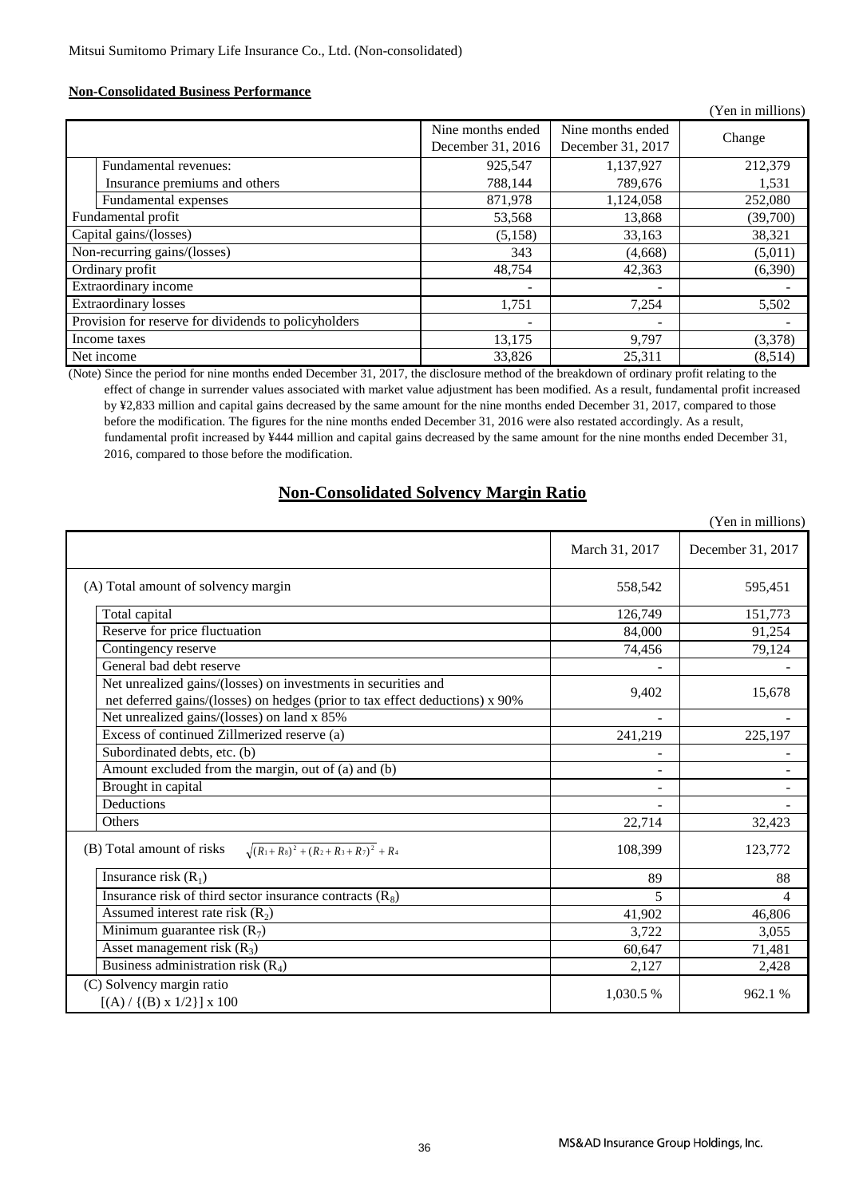Mitsui Sumitomo Primary Life Insurance Co., Ltd. (Non-consolidated)

**Non-Consolidated Business Performance**

(Yen in millions)

| | Nine months ended December 31, 2016 | Nine months ended December 31, 2017 | Change |
|---|---|---|---|
| Fundamental revenues: | 925,547 | 1,137,927 | 212,379 |
| Insurance premiums and others | 788,144 | 789,676 | 1,531 |
| Fundamental expenses | 871,978 | 1,124,058 | 252,080 |
| Fundamental profit | 53,568 | 13,868 | (39,700) |
| Capital gains/(losses) | (5,158) | 33,163 | 38,321 |
| Non-recurring gains/(losses) | 343 | (4,668) | (5,011) |
| Ordinary profit | 48,754 | 42,363 | (6,390) |
| Extraordinary income | - | - | - |
| Extraordinary losses | 1,751 | 7,254 | 5,502 |
| Provision for reserve for dividends to policyholders | - | - | - |
| Income taxes | 13,175 | 9,797 | (3,378) |
| Net income | 33,826 | 25,311 | (8,514) |

(Note) Since the period for nine months ended December 31, 2017, the disclosure method of the breakdown of ordinary profit relating to the effect of change in surrender values associated with market value adjustment has been modified. As a result, fundamental profit increased by ¥2,833 million and capital gains decreased by the same amount for the nine months ended December 31, 2017, compared to those before the modification. The figures for the nine months ended December 31, 2016 were also restated accordingly. As a result, fundamental profit increased by ¥444 million and capital gains decreased by the same amount for the nine months ended December 31, 2016, compared to those before the modification.

## Non-Consolidated Solvency Margin Ratio

(Yen in millions)

| | March 31, 2017 | December 31, 2017 |
|---|---|---|
| (A) Total amount of solvency margin | 558,542 | 595,451 |
| Total capital | 126,749 | 151,773 |
| Reserve for price fluctuation | 84,000 | 91,254 |
| Contingency reserve | 74,456 | 79,124 |
| General bad debt reserve | - | - |
| Net unrealized gains/(losses) on investments in securities and net deferred gains/(losses) on hedges (prior to tax effect deductions) x 90% | 9,402 | 15,678 |
| Net unrealized gains/(losses) on land x 85% | - | - |
| Excess of continued Zillmerized reserve (a) | 241,219 | 225,197 |
| Subordinated debts, etc. (b) | - | - |
| Amount excluded from the margin, out of (a) and (b) | - | - |
| Brought in capital | - | - |
| Deductions | - | - |
| Others | 22,714 | 32,423 |
| (B) Total amount of risks $\sqrt{(R_1+R_8)^2+(R_2+R_3+R_7)^2}+R_4$ | 108,399 | 123,772 |
| Insurance risk ($R_1$) | 89 | 88 |
| Insurance risk of third sector insurance contracts ($R_8$) | 5 | 4 |
| Assumed interest rate risk ($R_2$) | 41,902 | 46,806 |
| Minimum guarantee risk ($R_7$) | 3,722 | 3,055 |
| Asset management risk ($R_3$) | 60,647 | 71,481 |
| Business administration risk ($R_4$) | 2,127 | 2,428 |
| (C) Solvency margin ratio [(A) / {(B) x 1/2}] x 100 | 1,030.5 % | 962.1 % |